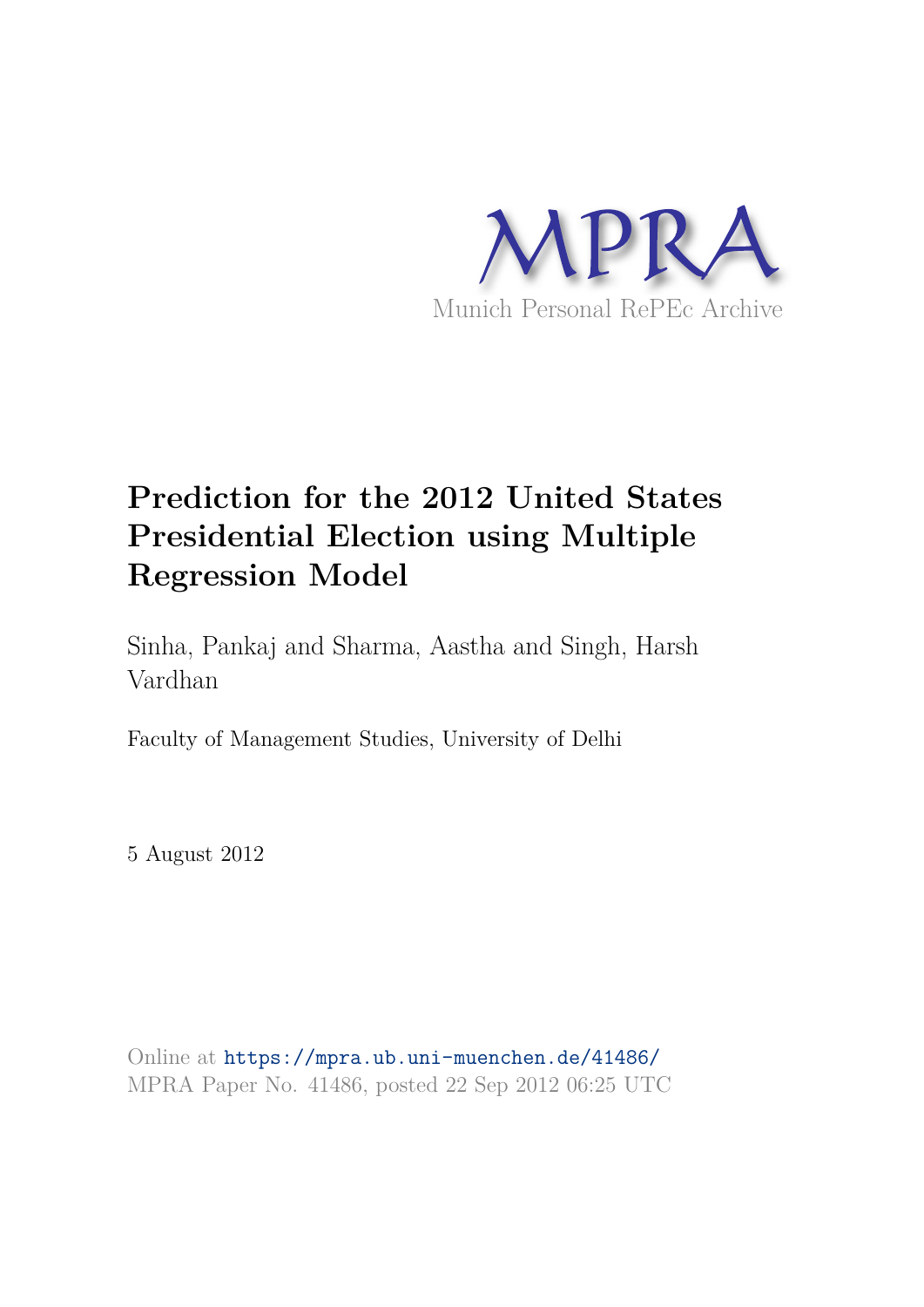MPRA

Munich Personal RePEc Archive

# Prediction for the 2012 United States Presidential Election using Multiple Regression Model

Sinha, Pankaj and Sharma, Aastha and Singh, Harsh Vardhan

Faculty of Management Studies, University of Delhi

5 August 2012

Online at https://mpra.ub.uni-muenchen.de/41486/
MPRA Paper No. 41486, posted 22 Sep 2012 06:25 UTC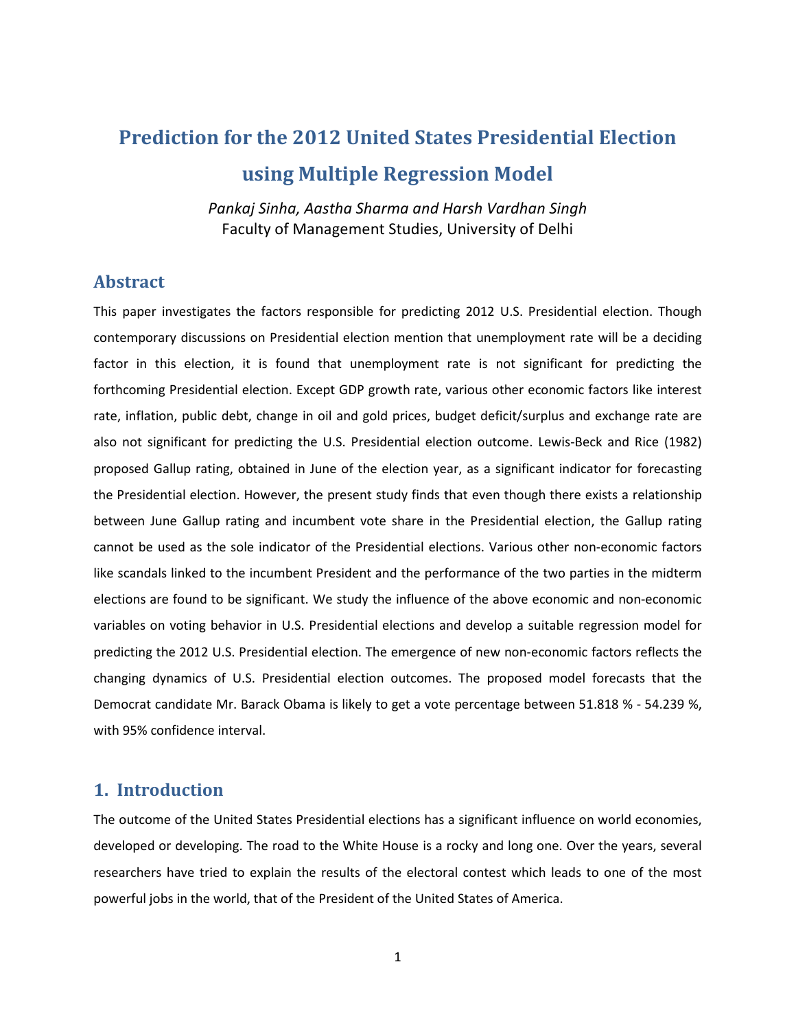# Prediction for the 2012 United States Presidential Election using Multiple Regression Model

*Pankaj Sinha, Aastha Sharma and Harsh Vardhan Singh*
Faculty of Management Studies, University of Delhi

## Abstract

This paper investigates the factors responsible for predicting 2012 U.S. Presidential election. Though contemporary discussions on Presidential election mention that unemployment rate will be a deciding factor in this election, it is found that unemployment rate is not significant for predicting the forthcoming Presidential election. Except GDP growth rate, various other economic factors like interest rate, inflation, public debt, change in oil and gold prices, budget deficit/surplus and exchange rate are also not significant for predicting the U.S. Presidential election outcome. Lewis-Beck and Rice (1982) proposed Gallup rating, obtained in June of the election year, as a significant indicator for forecasting the Presidential election. However, the present study finds that even though there exists a relationship between June Gallup rating and incumbent vote share in the Presidential election, the Gallup rating cannot be used as the sole indicator of the Presidential elections. Various other non-economic factors like scandals linked to the incumbent President and the performance of the two parties in the midterm elections are found to be significant. We study the influence of the above economic and non-economic variables on voting behavior in U.S. Presidential elections and develop a suitable regression model for predicting the 2012 U.S. Presidential election. The emergence of new non-economic factors reflects the changing dynamics of U.S. Presidential election outcomes. The proposed model forecasts that the Democrat candidate Mr. Barack Obama is likely to get a vote percentage between 51.818 % - 54.239 %, with 95% confidence interval.

## 1. Introduction

The outcome of the United States Presidential elections has a significant influence on world economies, developed or developing. The road to the White House is a rocky and long one. Over the years, several researchers have tried to explain the results of the electoral contest which leads to one of the most powerful jobs in the world, that of the President of the United States of America.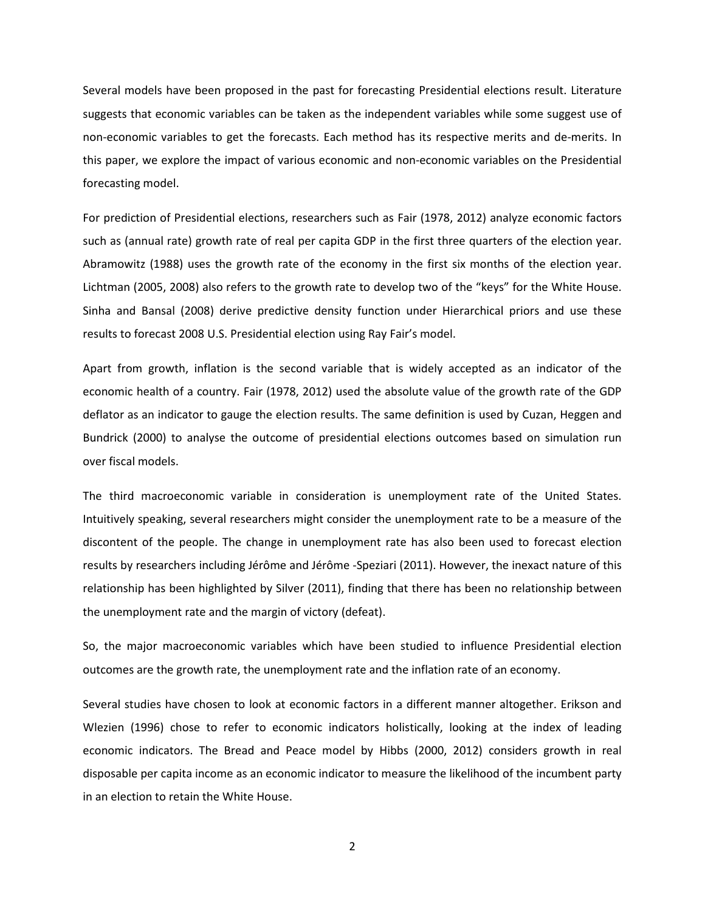Several models have been proposed in the past for forecasting Presidential elections result. Literature suggests that economic variables can be taken as the independent variables while some suggest use of non-economic variables to get the forecasts. Each method has its respective merits and de-merits. In this paper, we explore the impact of various economic and non-economic variables on the Presidential forecasting model.

For prediction of Presidential elections, researchers such as Fair (1978, 2012) analyze economic factors such as (annual rate) growth rate of real per capita GDP in the first three quarters of the election year. Abramowitz (1988) uses the growth rate of the economy in the first six months of the election year. Lichtman (2005, 2008) also refers to the growth rate to develop two of the "keys" for the White House. Sinha and Bansal (2008) derive predictive density function under Hierarchical priors and use these results to forecast 2008 U.S. Presidential election using Ray Fair's model.

Apart from growth, inflation is the second variable that is widely accepted as an indicator of the economic health of a country. Fair (1978, 2012) used the absolute value of the growth rate of the GDP deflator as an indicator to gauge the election results. The same definition is used by Cuzan, Heggen and Bundrick (2000) to analyse the outcome of presidential elections outcomes based on simulation run over fiscal models.

The third macroeconomic variable in consideration is unemployment rate of the United States. Intuitively speaking, several researchers might consider the unemployment rate to be a measure of the discontent of the people. The change in unemployment rate has also been used to forecast election results by researchers including Jérôme and Jérôme -Speziari (2011). However, the inexact nature of this relationship has been highlighted by Silver (2011), finding that there has been no relationship between the unemployment rate and the margin of victory (defeat).

So, the major macroeconomic variables which have been studied to influence Presidential election outcomes are the growth rate, the unemployment rate and the inflation rate of an economy.

Several studies have chosen to look at economic factors in a different manner altogether. Erikson and Wlezien (1996) chose to refer to economic indicators holistically, looking at the index of leading economic indicators. The Bread and Peace model by Hibbs (2000, 2012) considers growth in real disposable per capita income as an economic indicator to measure the likelihood of the incumbent party in an election to retain the White House.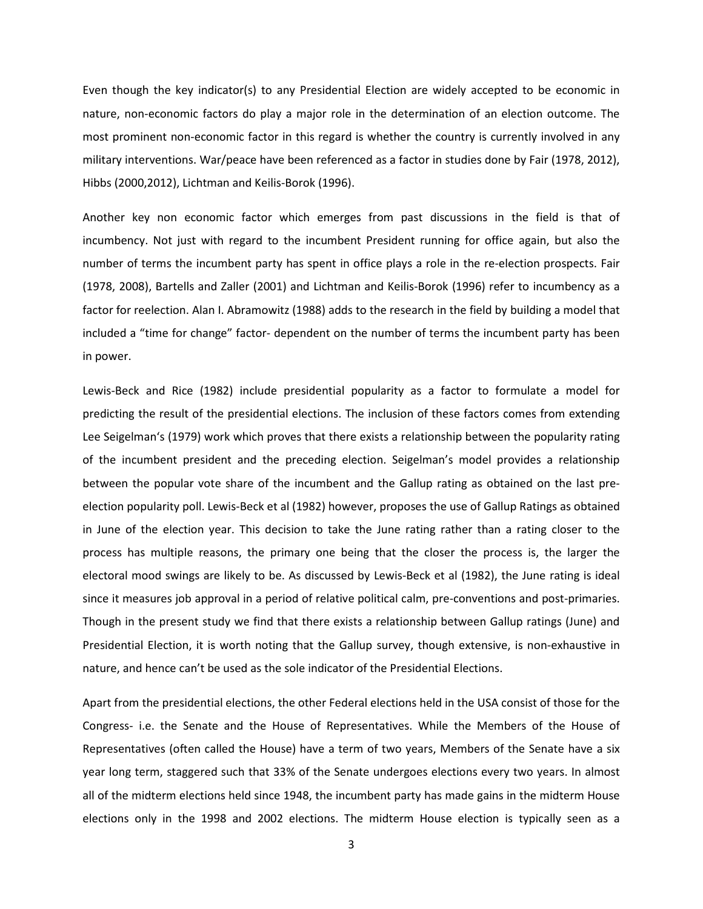Even though the key indicator(s) to any Presidential Election are widely accepted to be economic in nature, non-economic factors do play a major role in the determination of an election outcome. The most prominent non-economic factor in this regard is whether the country is currently involved in any military interventions. War/peace have been referenced as a factor in studies done by Fair (1978, 2012), Hibbs (2000,2012), Lichtman and Keilis-Borok (1996).

Another key non economic factor which emerges from past discussions in the field is that of incumbency. Not just with regard to the incumbent President running for office again, but also the number of terms the incumbent party has spent in office plays a role in the re-election prospects. Fair (1978, 2008), Bartells and Zaller (2001) and Lichtman and Keilis-Borok (1996) refer to incumbency as a factor for reelection. Alan I. Abramowitz (1988) adds to the research in the field by building a model that included a "time for change" factor- dependent on the number of terms the incumbent party has been in power.

Lewis-Beck and Rice (1982) include presidential popularity as a factor to formulate a model for predicting the result of the presidential elections. The inclusion of these factors comes from extending Lee Seigelman's (1979) work which proves that there exists a relationship between the popularity rating of the incumbent president and the preceding election. Seigelman's model provides a relationship between the popular vote share of the incumbent and the Gallup rating as obtained on the last pre-election popularity poll. Lewis-Beck et al (1982) however, proposes the use of Gallup Ratings as obtained in June of the election year. This decision to take the June rating rather than a rating closer to the process has multiple reasons, the primary one being that the closer the process is, the larger the electoral mood swings are likely to be. As discussed by Lewis-Beck et al (1982), the June rating is ideal since it measures job approval in a period of relative political calm, pre-conventions and post-primaries. Though in the present study we find that there exists a relationship between Gallup ratings (June) and Presidential Election, it is worth noting that the Gallup survey, though extensive, is non-exhaustive in nature, and hence can't be used as the sole indicator of the Presidential Elections.

Apart from the presidential elections, the other Federal elections held in the USA consist of those for the Congress- i.e. the Senate and the House of Representatives. While the Members of the House of Representatives (often called the House) have a term of two years, Members of the Senate have a six year long term, staggered such that 33% of the Senate undergoes elections every two years. In almost all of the midterm elections held since 1948, the incumbent party has made gains in the midterm House elections only in the 1998 and 2002 elections. The midterm House election is typically seen as a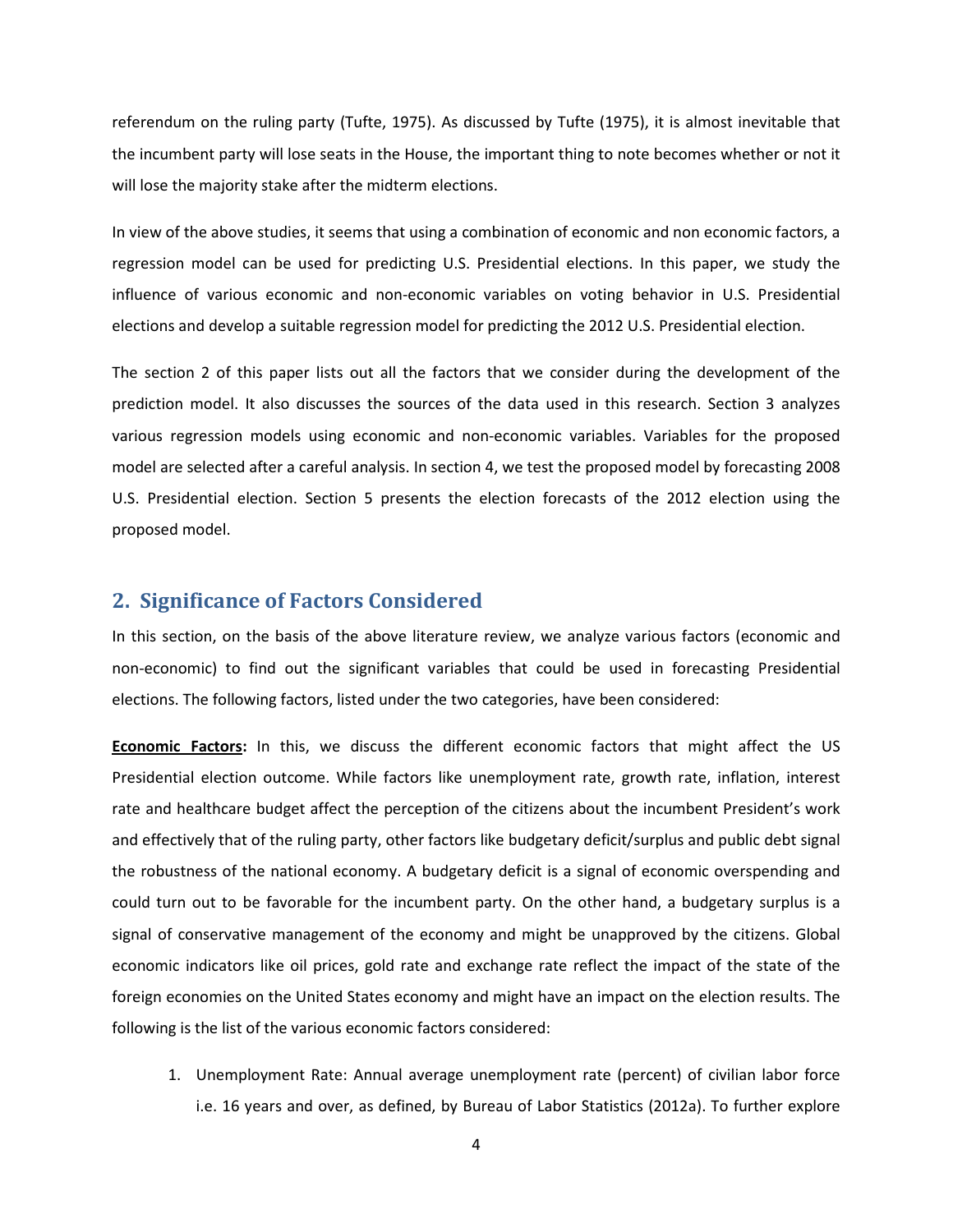referendum on the ruling party (Tufte, 1975). As discussed by Tufte (1975), it is almost inevitable that the incumbent party will lose seats in the House, the important thing to note becomes whether or not it will lose the majority stake after the midterm elections.

In view of the above studies, it seems that using a combination of economic and non economic factors, a regression model can be used for predicting U.S. Presidential elections. In this paper, we study the influence of various economic and non-economic variables on voting behavior in U.S. Presidential elections and develop a suitable regression model for predicting the 2012 U.S. Presidential election.

The section 2 of this paper lists out all the factors that we consider during the development of the prediction model. It also discusses the sources of the data used in this research. Section 3 analyzes various regression models using economic and non-economic variables. Variables for the proposed model are selected after a careful analysis. In section 4, we test the proposed model by forecasting 2008 U.S. Presidential election. Section 5 presents the election forecasts of the 2012 election using the proposed model.

## 2. Significance of Factors Considered

In this section, on the basis of the above literature review, we analyze various factors (economic and non-economic) to find out the significant variables that could be used in forecasting Presidential elections. The following factors, listed under the two categories, have been considered:

**Economic Factors:** In this, we discuss the different economic factors that might affect the US Presidential election outcome. While factors like unemployment rate, growth rate, inflation, interest rate and healthcare budget affect the perception of the citizens about the incumbent President's work and effectively that of the ruling party, other factors like budgetary deficit/surplus and public debt signal the robustness of the national economy. A budgetary deficit is a signal of economic overspending and could turn out to be favorable for the incumbent party. On the other hand, a budgetary surplus is a signal of conservative management of the economy and might be unapproved by the citizens. Global economic indicators like oil prices, gold rate and exchange rate reflect the impact of the state of the foreign economies on the United States economy and might have an impact on the election results. The following is the list of the various economic factors considered:

1. Unemployment Rate: Annual average unemployment rate (percent) of civilian labor force i.e. 16 years and over, as defined, by Bureau of Labor Statistics (2012a). To further explore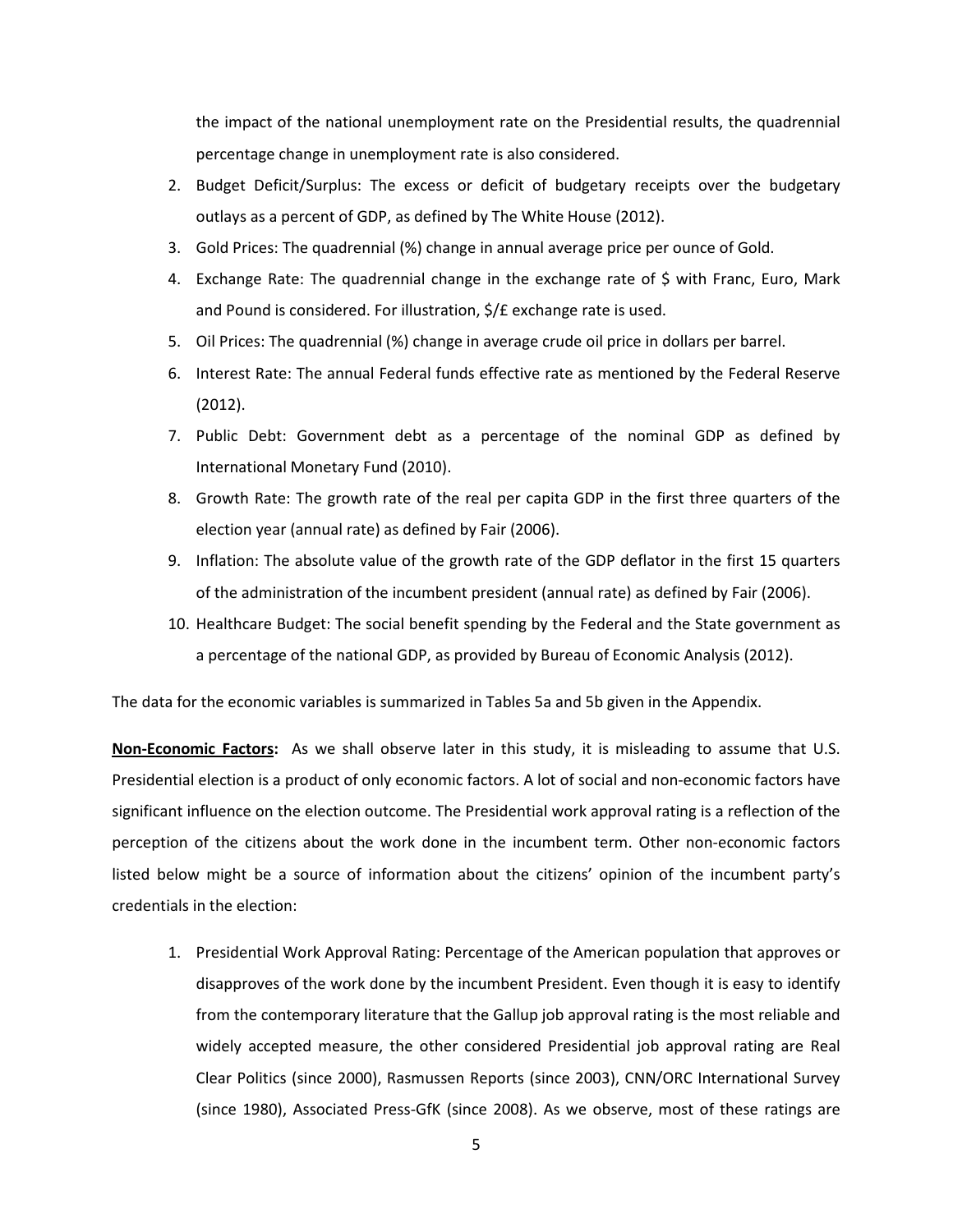the impact of the national unemployment rate on the Presidential results, the quadrennial percentage change in unemployment rate is also considered.

2. Budget Deficit/Surplus: The excess or deficit of budgetary receipts over the budgetary outlays as a percent of GDP, as defined by The White House (2012).
3. Gold Prices: The quadrennial (%) change in annual average price per ounce of Gold.
4. Exchange Rate: The quadrennial change in the exchange rate of $ with Franc, Euro, Mark and Pound is considered. For illustration, $/£ exchange rate is used.
5. Oil Prices: The quadrennial (%) change in average crude oil price in dollars per barrel.
6. Interest Rate: The annual Federal funds effective rate as mentioned by the Federal Reserve (2012).
7. Public Debt: Government debt as a percentage of the nominal GDP as defined by International Monetary Fund (2010).
8. Growth Rate: The growth rate of the real per capita GDP in the first three quarters of the election year (annual rate) as defined by Fair (2006).
9. Inflation: The absolute value of the growth rate of the GDP deflator in the first 15 quarters of the administration of the incumbent president (annual rate) as defined by Fair (2006).
10. Healthcare Budget: The social benefit spending by the Federal and the State government as a percentage of the national GDP, as provided by Bureau of Economic Analysis (2012).

The data for the economic variables is summarized in Tables 5a and 5b given in the Appendix.

**Non-Economic Factors:** As we shall observe later in this study, it is misleading to assume that U.S. Presidential election is a product of only economic factors. A lot of social and non-economic factors have significant influence on the election outcome. The Presidential work approval rating is a reflection of the perception of the citizens about the work done in the incumbent term. Other non-economic factors listed below might be a source of information about the citizens' opinion of the incumbent party's credentials in the election:

1. Presidential Work Approval Rating: Percentage of the American population that approves or disapproves of the work done by the incumbent President. Even though it is easy to identify from the contemporary literature that the Gallup job approval rating is the most reliable and widely accepted measure, the other considered Presidential job approval rating are Real Clear Politics (since 2000), Rasmussen Reports (since 2003), CNN/ORC International Survey (since 1980), Associated Press-GfK (since 2008). As we observe, most of these ratings are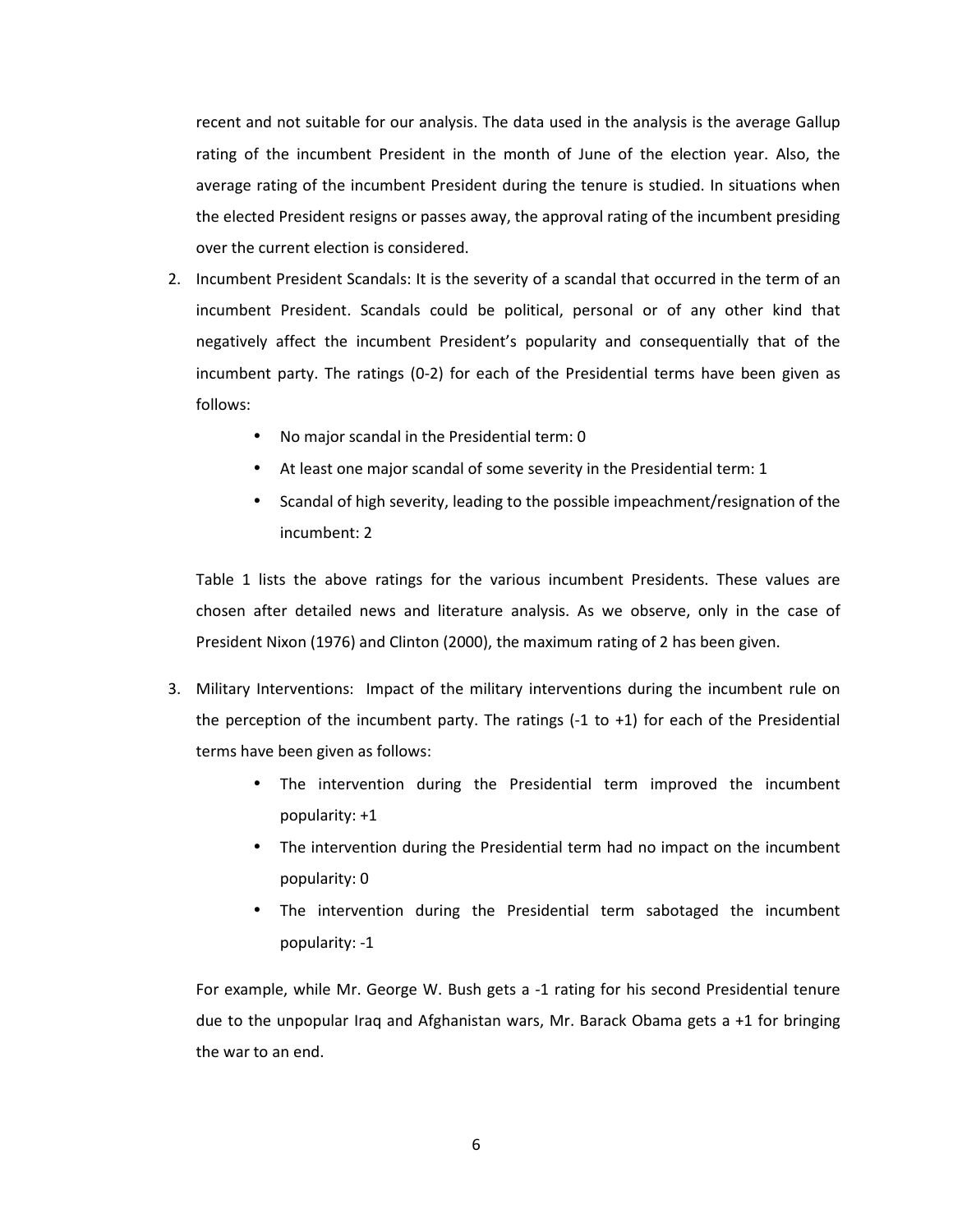recent and not suitable for our analysis. The data used in the analysis is the average Gallup rating of the incumbent President in the month of June of the election year. Also, the average rating of the incumbent President during the tenure is studied. In situations when the elected President resigns or passes away, the approval rating of the incumbent presiding over the current election is considered.

2. Incumbent President Scandals: It is the severity of a scandal that occurred in the term of an incumbent President. Scandals could be political, personal or of any other kind that negatively affect the incumbent President's popularity and consequentially that of the incumbent party. The ratings (0-2) for each of the Presidential terms have been given as follows:

    - No major scandal in the Presidential term: 0
    - At least one major scandal of some severity in the Presidential term: 1
    - Scandal of high severity, leading to the possible impeachment/resignation of the incumbent: 2

    Table 1 lists the above ratings for the various incumbent Presidents. These values are chosen after detailed news and literature analysis. As we observe, only in the case of President Nixon (1976) and Clinton (2000), the maximum rating of 2 has been given.

3. Military Interventions: Impact of the military interventions during the incumbent rule on the perception of the incumbent party. The ratings (-1 to +1) for each of the Presidential terms have been given as follows:

    - The intervention during the Presidential term improved the incumbent popularity: +1
    - The intervention during the Presidential term had no impact on the incumbent popularity: 0
    - The intervention during the Presidential term sabotaged the incumbent popularity: -1

    For example, while Mr. George W. Bush gets a -1 rating for his second Presidential tenure due to the unpopular Iraq and Afghanistan wars, Mr. Barack Obama gets a +1 for bringing the war to an end.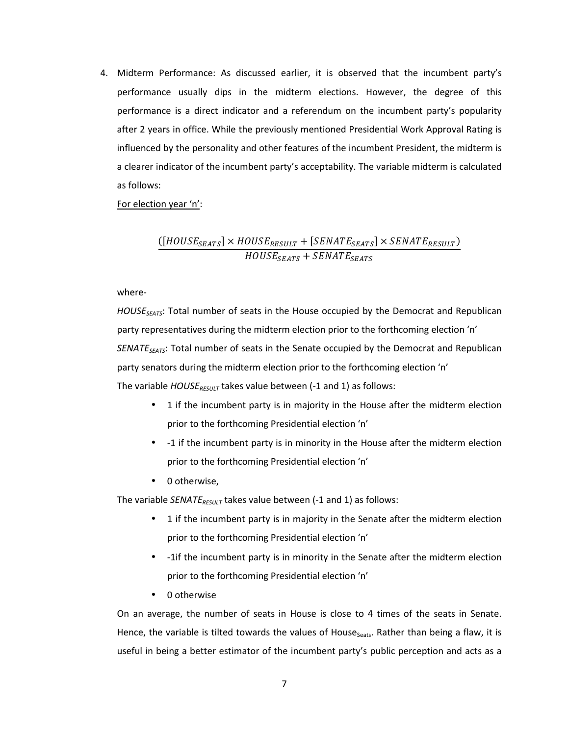4. Midterm Performance: As discussed earlier, it is observed that the incumbent party's performance usually dips in the midterm elections. However, the degree of this performance is a direct indicator and a referendum on the incumbent party's popularity after 2 years in office. While the previously mentioned Presidential Work Approval Rating is influenced by the personality and other features of the incumbent President, the midterm is a clearer indicator of the incumbent party's acceptability. The variable midterm is calculated as follows:

   For election year 'n':

$$\frac{([HOUSE_{SEATS}] \times HOUSE_{RESULT} + [SENATE_{SEATS}] \times SENATE_{RESULT})}{HOUSE_{SEATS} + SENATE_{SEATS}}$$

   where-

   $HOUSE_{SEATS}$: Total number of seats in the House occupied by the Democrat and Republican party representatives during the midterm election prior to the forthcoming election 'n'

   $SENATE_{SEATS}$: Total number of seats in the Senate occupied by the Democrat and Republican party senators during the midterm election prior to the forthcoming election 'n'

   The variable $HOUSE_{RESULT}$ takes value between (-1 and 1) as follows:

   - 1 if the incumbent party is in majority in the House after the midterm election prior to the forthcoming Presidential election 'n'
   - -1 if the incumbent party is in minority in the House after the midterm election prior to the forthcoming Presidential election 'n'
   - 0 otherwise,

   The variable $SENATE_{RESULT}$ takes value between (-1 and 1) as follows:

   - 1 if the incumbent party is in majority in the Senate after the midterm election prior to the forthcoming Presidential election 'n'
   - -1if the incumbent party is in minority in the Senate after the midterm election prior to the forthcoming Presidential election 'n'
   - 0 otherwise

   On an average, the number of seats in House is close to 4 times of the seats in Senate. Hence, the variable is tilted towards the values of $House_{Seats}$. Rather than being a flaw, it is useful in being a better estimator of the incumbent party's public perception and acts as a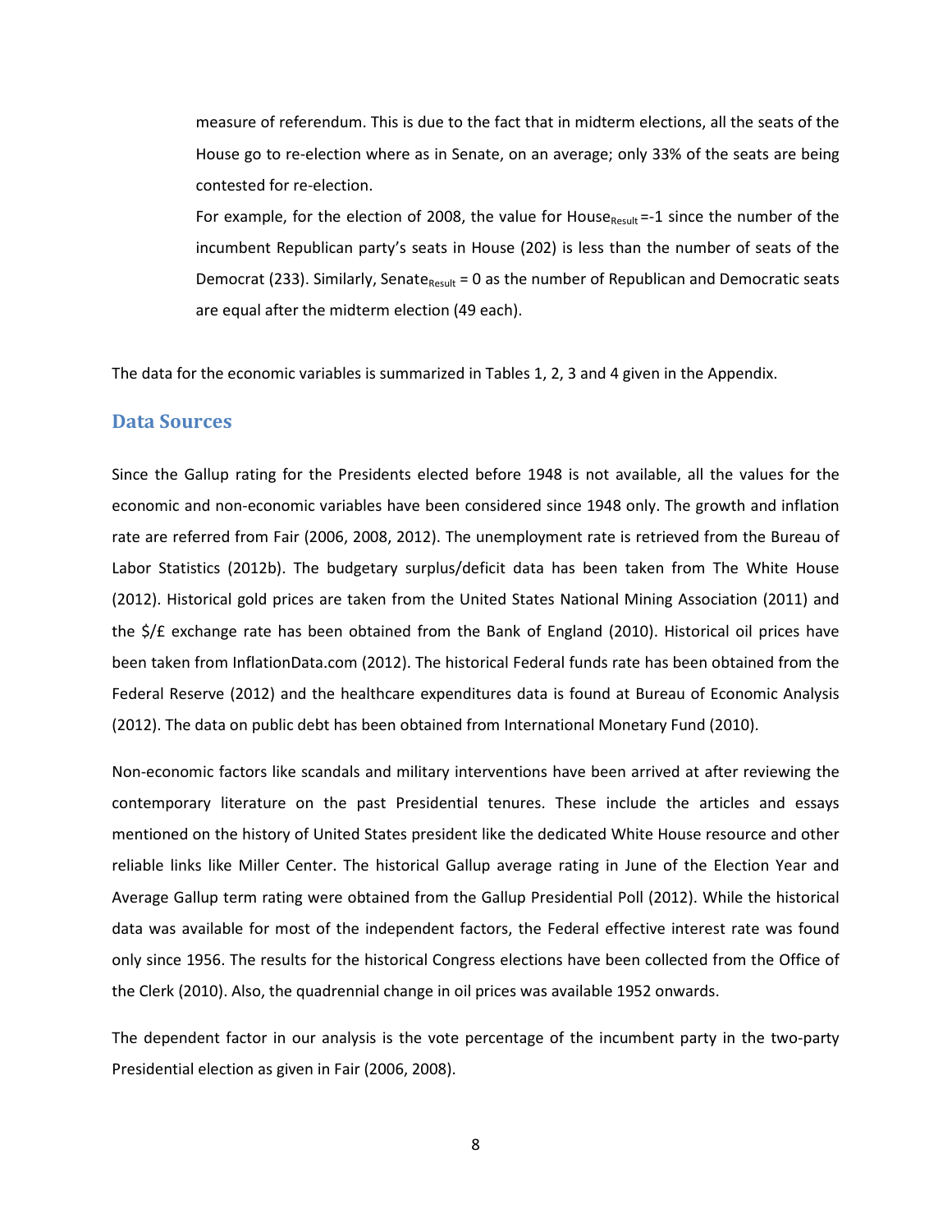measure of referendum. This is due to the fact that in midterm elections, all the seats of the House go to re-election where as in Senate, on an average; only 33% of the seats are being contested for re-election.

For example, for the election of 2008, the value for $House_{Result}$ =-1 since the number of the incumbent Republican party's seats in House (202) is less than the number of seats of the Democrat (233). Similarly, $Senate_{Result}$ = 0 as the number of Republican and Democratic seats are equal after the midterm election (49 each).

The data for the economic variables is summarized in Tables 1, 2, 3 and 4 given in the Appendix.

## Data Sources

Since the Gallup rating for the Presidents elected before 1948 is not available, all the values for the economic and non-economic variables have been considered since 1948 only. The growth and inflation rate are referred from Fair (2006, 2008, 2012). The unemployment rate is retrieved from the Bureau of Labor Statistics (2012b). The budgetary surplus/deficit data has been taken from The White House (2012). Historical gold prices are taken from the United States National Mining Association (2011) and the $/£ exchange rate has been obtained from the Bank of England (2010). Historical oil prices have been taken from InflationData.com (2012). The historical Federal funds rate has been obtained from the Federal Reserve (2012) and the healthcare expenditures data is found at Bureau of Economic Analysis (2012). The data on public debt has been obtained from International Monetary Fund (2010).

Non-economic factors like scandals and military interventions have been arrived at after reviewing the contemporary literature on the past Presidential tenures. These include the articles and essays mentioned on the history of United States president like the dedicated White House resource and other reliable links like Miller Center. The historical Gallup average rating in June of the Election Year and Average Gallup term rating were obtained from the Gallup Presidential Poll (2012). While the historical data was available for most of the independent factors, the Federal effective interest rate was found only since 1956. The results for the historical Congress elections have been collected from the Office of the Clerk (2010). Also, the quadrennial change in oil prices was available 1952 onwards.

The dependent factor in our analysis is the vote percentage of the incumbent party in the two-party Presidential election as given in Fair (2006, 2008).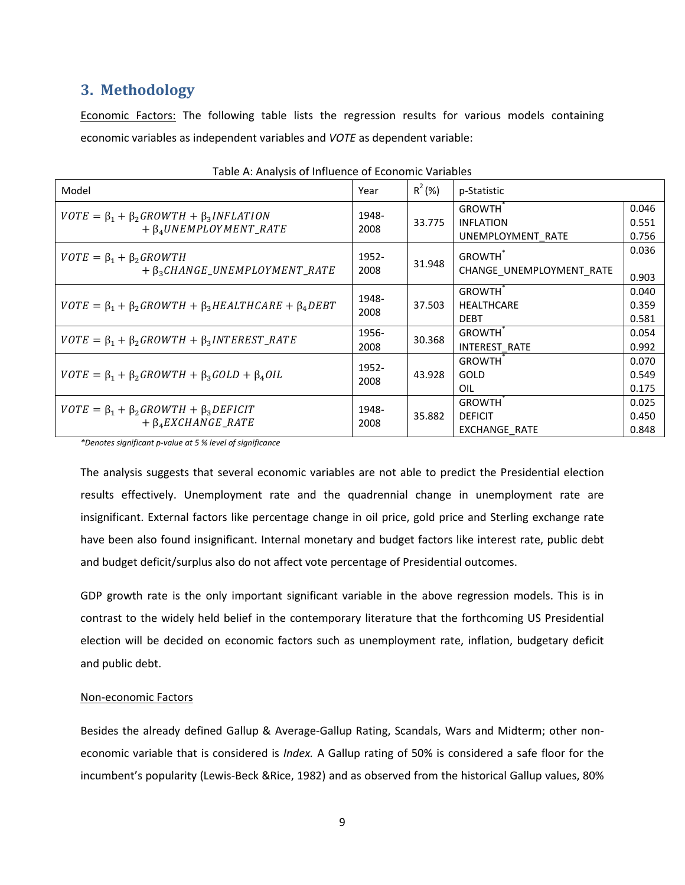## 3. Methodology

<u>Economic Factors:</u> The following table lists the regression results for various models containing economic variables as independent variables and *VOTE* as dependent variable:

Table A: Analysis of Influence of Economic Variables

| Model | Year | $R^2$ (%) | p-Statistic | |
|---|---|---|---|---|
| $VOTE = \beta_1 + \beta_2 GROWTH + \beta_3 INFLATION + \beta_4 UNEMPLOYMENT\_RATE$ | 1948-2008 | 33.775 | GROWTH* | 0.046 |
| | | | INFLATION | 0.551 |
| | | | UNEMPLOYMENT_RATE | 0.756 |
| $VOTE = \beta_1 + \beta_2 GROWTH + \beta_3 CHANGE\_UNEMPLOYMENT\_RATE$ | 1952-2008 | 31.948 | GROWTH* | 0.036 |
| | | | CHANGE_UNEMPLOYMENT_RATE | 0.903 |
| $VOTE = \beta_1 + \beta_2 GROWTH + \beta_3 HEALTHCARE + \beta_4 DEBT$ | 1948-2008 | 37.503 | GROWTH* | 0.040 |
| | | | HEALTHCARE | 0.359 |
| | | | DEBT | 0.581 |
| $VOTE = \beta_1 + \beta_2 GROWTH + \beta_3 INTEREST\_RATE$ | 1956-2008 | 30.368 | GROWTH* | 0.054 |
| | | | INTEREST_RATE | 0.992 |
| $VOTE = \beta_1 + \beta_2 GROWTH + \beta_3 GOLD + \beta_4 OIL$ | 1952-2008 | 43.928 | GROWTH* | 0.070 |
| | | | GOLD | 0.549 |
| | | | OIL | 0.175 |
| $VOTE = \beta_1 + \beta_2 GROWTH + \beta_3 DEFICIT + \beta_4 EXCHANGE\_RATE$ | 1948-2008 | 35.882 | GROWTH* | 0.025 |
| | | | DEFICIT | 0.450 |
| | | | EXCHANGE_RATE | 0.848 |

*\*Denotes significant p-value at 5 % level of significance*

The analysis suggests that several economic variables are not able to predict the Presidential election results effectively. Unemployment rate and the quadrennial change in unemployment rate are insignificant. External factors like percentage change in oil price, gold price and Sterling exchange rate have been also found insignificant. Internal monetary and budget factors like interest rate, public debt and budget deficit/surplus also do not affect vote percentage of Presidential outcomes.

GDP growth rate is the only important significant variable in the above regression models. This is in contrast to the widely held belief in the contemporary literature that the forthcoming US Presidential election will be decided on economic factors such as unemployment rate, inflation, budgetary deficit and public debt.

<u>Non-economic Factors</u>

Besides the already defined Gallup & Average-Gallup Rating, Scandals, Wars and Midterm; other non-economic variable that is considered is *Index.* A Gallup rating of 50% is considered a safe floor for the incumbent's popularity (Lewis-Beck &Rice, 1982) and as observed from the historical Gallup values, 80%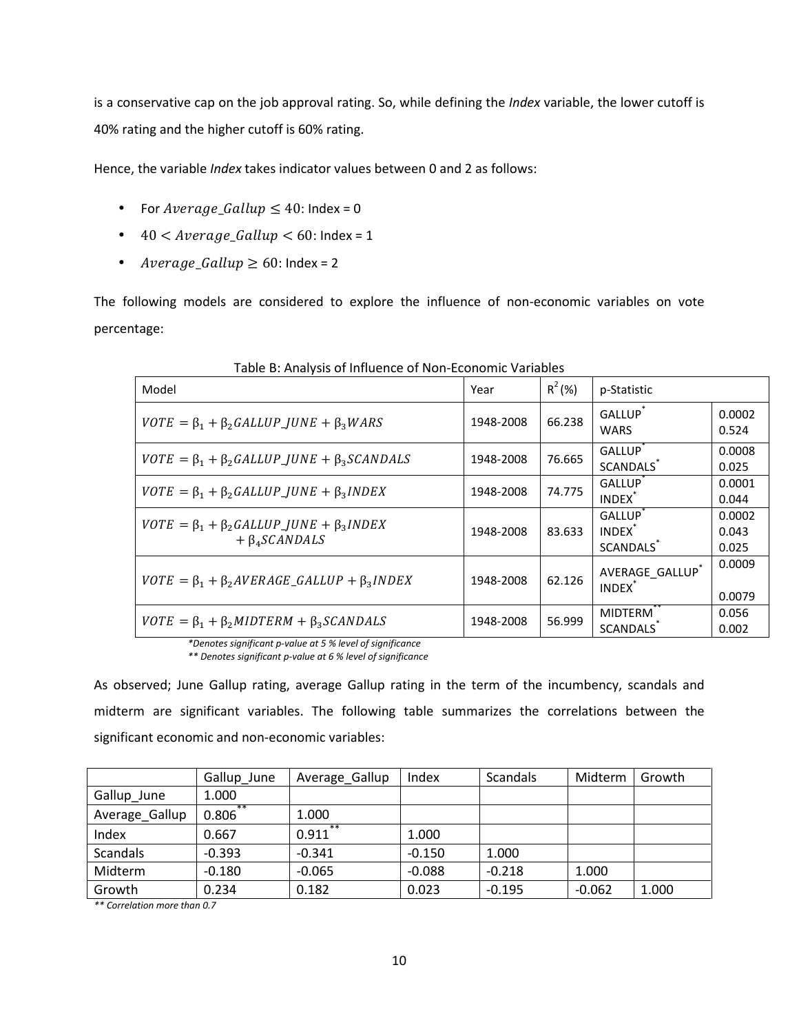is a conservative cap on the job approval rating. So, while defining the *Index* variable, the lower cutoff is 40% rating and the higher cutoff is 60% rating.

Hence, the variable *Index* takes indicator values between 0 and 2 as follows:

- For $Average\_Gallup \leq 40$: Index = 0
- $40 < Average\_Gallup < 60$: Index = 1
- $Average\_Gallup \geq 60$: Index = 2

The following models are considered to explore the influence of non-economic variables on vote percentage:

Table B: Analysis of Influence of Non-Economic Variables

| Model | Year | $R^2$ (%) | p-Statistic | |
|---|---|---|---|---|
| $VOTE = \beta_1 + \beta_2 GALLUP\_JUNE + \beta_3 WARS$ | 1948-2008 | 66.238 | GALLUP* <br> WARS | 0.0002 <br> 0.524 |
| $VOTE = \beta_1 + \beta_2 GALLUP\_JUNE + \beta_3 SCANDALS$ | 1948-2008 | 76.665 | GALLUP* <br> SCANDALS* | 0.0008 <br> 0.025 |
| $VOTE = \beta_1 + \beta_2 GALLUP\_JUNE + \beta_3 INDEX$ | 1948-2008 | 74.775 | GALLUP* <br> INDEX* | 0.0001 <br> 0.044 |
| $VOTE = \beta_1 + \beta_2 GALLUP\_JUNE + \beta_3 INDEX + \beta_4 SCANDALS$ | 1948-2008 | 83.633 | GALLUP* <br> INDEX* <br> SCANDALS* | 0.0002 <br> 0.043 <br> 0.025 |
| $VOTE = \beta_1 + \beta_2 AVERAGE\_GALLUP + \beta_3 INDEX$ | 1948-2008 | 62.126 | AVERAGE_GALLUP* <br> INDEX* | 0.0009 <br> 0.0079 |
| $VOTE = \beta_1 + \beta_2 MIDTERM + \beta_3 SCANDALS$ | 1948-2008 | 56.999 | MIDTERM** <br> SCANDALS* | 0.056 <br> 0.002 |

*Denotes significant p-value at 5 % level of significance

** Denotes significant p-value at 6 % level of significance

As observed; June Gallup rating, average Gallup rating in the term of the incumbency, scandals and midterm are significant variables. The following table summarizes the correlations between the significant economic and non-economic variables:

| | Gallup_June | Average_Gallup | Index | Scandals | Midterm | Growth |
|---|---|---|---|---|---|---|
| Gallup_June | 1.000 | | | | | |
| Average_Gallup | 0.806** | 1.000 | | | | |
| Index | 0.667 | 0.911** | 1.000 | | | |
| Scandals | -0.393 | -0.341 | -0.150 | 1.000 | | |
| Midterm | -0.180 | -0.065 | -0.088 | -0.218 | 1.000 | |
| Growth | 0.234 | 0.182 | 0.023 | -0.195 | -0.062 | 1.000 |

** Correlation more than 0.7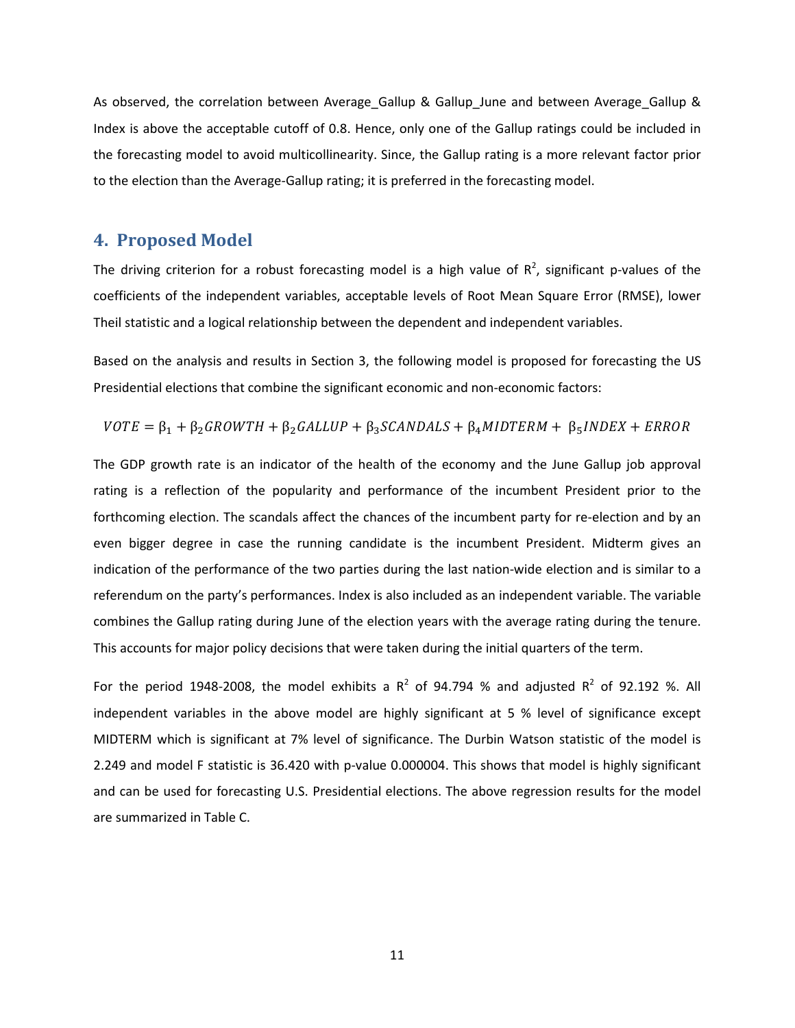As observed, the correlation between Average_Gallup & Gallup_June and between Average_Gallup & Index is above the acceptable cutoff of 0.8. Hence, only one of the Gallup ratings could be included in the forecasting model to avoid multicollinearity. Since, the Gallup rating is a more relevant factor prior to the election than the Average-Gallup rating; it is preferred in the forecasting model.

## 4. Proposed Model

The driving criterion for a robust forecasting model is a high value of $R^2$, significant p-values of the coefficients of the independent variables, acceptable levels of Root Mean Square Error (RMSE), lower Theil statistic and a logical relationship between the dependent and independent variables.

Based on the analysis and results in Section 3, the following model is proposed for forecasting the US Presidential elections that combine the significant economic and non-economic factors:

$$VOTE = \beta_1 + \beta_2 GROWTH + \beta_2 GALLUP + \beta_3 SCANDALS + \beta_4 MIDTERM + \beta_5 INDEX + ERROR$$

The GDP growth rate is an indicator of the health of the economy and the June Gallup job approval rating is a reflection of the popularity and performance of the incumbent President prior to the forthcoming election. The scandals affect the chances of the incumbent party for re-election and by an even bigger degree in case the running candidate is the incumbent President. Midterm gives an indication of the performance of the two parties during the last nation-wide election and is similar to a referendum on the party's performances. Index is also included as an independent variable. The variable combines the Gallup rating during June of the election years with the average rating during the tenure. This accounts for major policy decisions that were taken during the initial quarters of the term.

For the period 1948-2008, the model exhibits a $R^2$ of 94.794 % and adjusted $R^2$ of 92.192 %. All independent variables in the above model are highly significant at 5 % level of significance except MIDTERM which is significant at 7% level of significance. The Durbin Watson statistic of the model is 2.249 and model F statistic is 36.420 with p-value 0.000004. This shows that model is highly significant and can be used for forecasting U.S. Presidential elections. The above regression results for the model are summarized in Table C.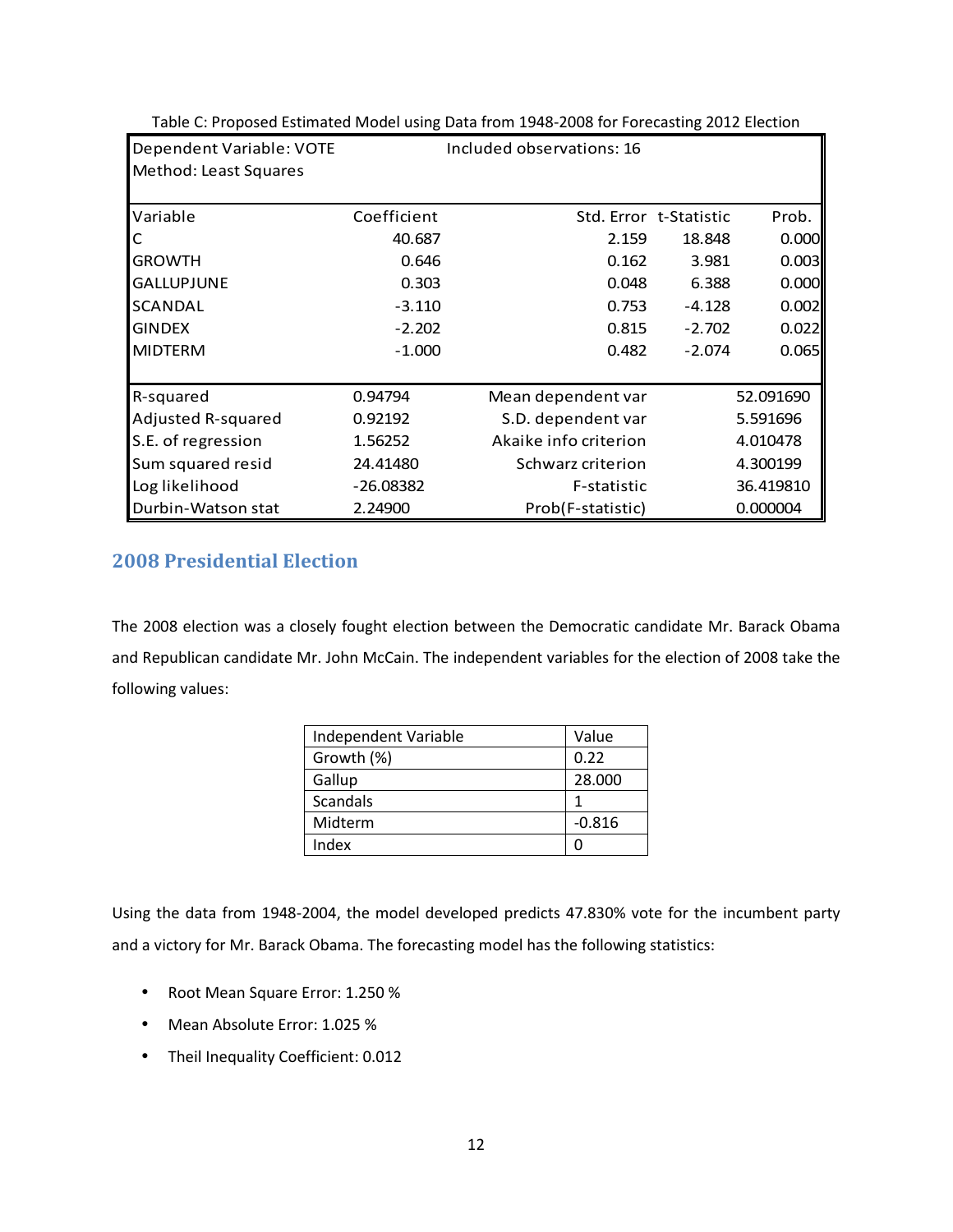Table C: Proposed Estimated Model using Data from 1948-2008 for Forecasting 2012 Election

| Dependent Variable: VOTE | Included observations: 16 | | | |
|---|---|---|---|---|
| Method: Least Squares | | | | |
| Variable | Coefficient | Std. Error | t-Statistic | Prob. |
| C | 40.687 | 2.159 | 18.848 | 0.000 |
| GROWTH | 0.646 | 0.162 | 3.981 | 0.003 |
| GALLUPJUNE | 0.303 | 0.048 | 6.388 | 0.000 |
| SCANDAL | -3.110 | 0.753 | -4.128 | 0.002 |
| GINDEX | -2.202 | 0.815 | -2.702 | 0.022 |
| MIDTERM | -1.000 | 0.482 | -2.074 | 0.065 |
| R-squared | 0.94794 | Mean dependent var | | 52.091690 |
| Adjusted R-squared | 0.92192 | S.D. dependent var | | 5.591696 |
| S.E. of regression | 1.56252 | Akaike info criterion | | 4.010478 |
| Sum squared resid | 24.41480 | Schwarz criterion | | 4.300199 |
| Log likelihood | -26.08382 | F-statistic | | 36.419810 |
| Durbin-Watson stat | 2.24900 | Prob(F-statistic) | | 0.000004 |

## 2008 Presidential Election

The 2008 election was a closely fought election between the Democratic candidate Mr. Barack Obama and Republican candidate Mr. John McCain. The independent variables for the election of 2008 take the following values:

| Independent Variable | Value |
|---|---|
| Growth (%) | 0.22 |
| Gallup | 28.000 |
| Scandals | 1 |
| Midterm | -0.816 |
| Index | 0 |

Using the data from 1948-2004, the model developed predicts 47.830% vote for the incumbent party and a victory for Mr. Barack Obama. The forecasting model has the following statistics:

- Root Mean Square Error: 1.250 %
- Mean Absolute Error: 1.025 %
- Theil Inequality Coefficient: 0.012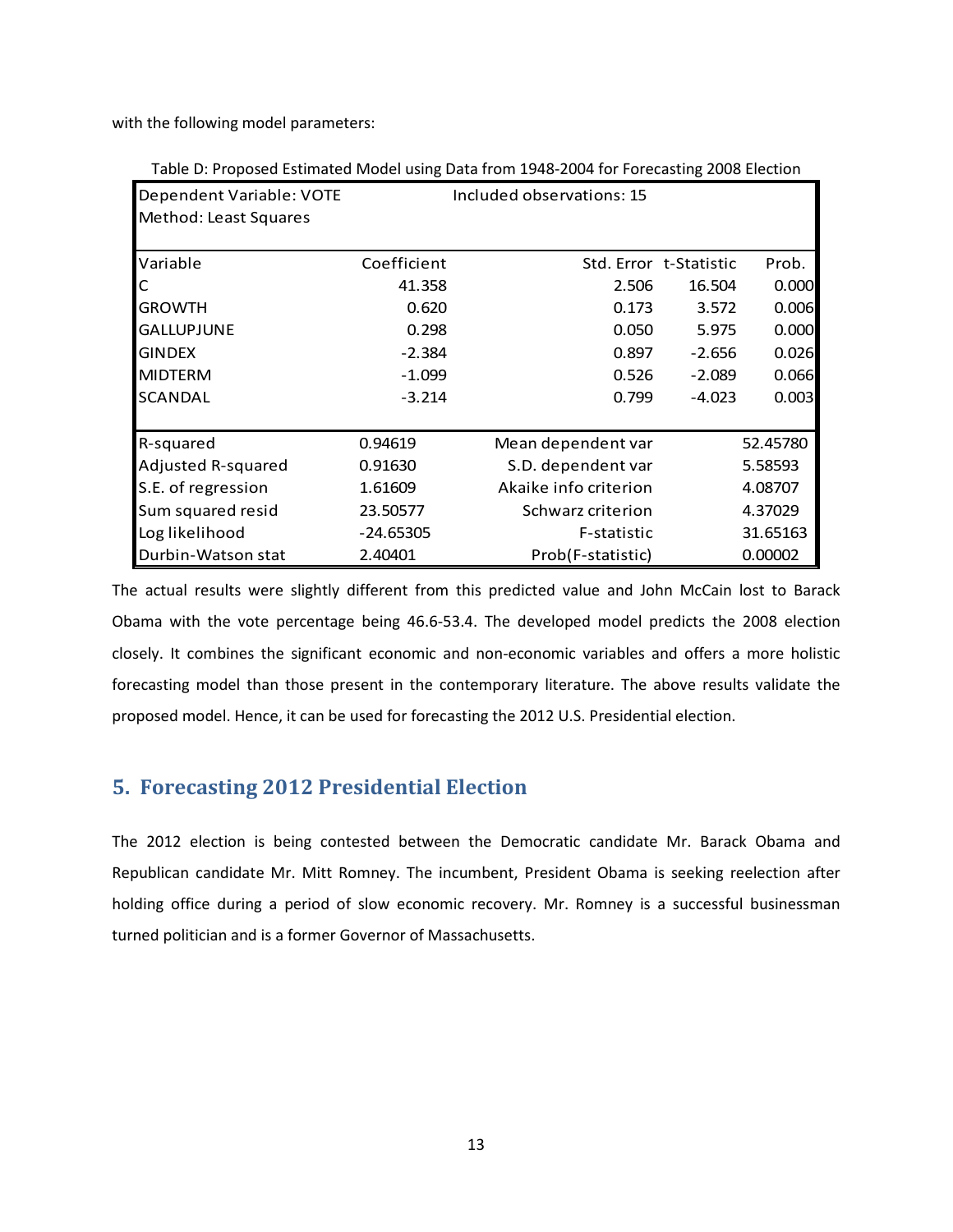with the following model parameters:

Table D: Proposed Estimated Model using Data from 1948-2004 for Forecasting 2008 Election

| Dependent Variable: VOTE | | Included observations: 15 | | |
|---|---|---|---|---|
| Method: Least Squares | | | | |
| **Variable** | **Coefficient** | **Std. Error** | **t-Statistic** | **Prob.** |
| C | 41.358 | 2.506 | 16.504 | 0.000 |
| GROWTH | 0.620 | 0.173 | 3.572 | 0.006 |
| GALLUPJUNE | 0.298 | 0.050 | 5.975 | 0.000 |
| GINDEX | -2.384 | 0.897 | -2.656 | 0.026 |
| MIDTERM | -1.099 | 0.526 | -2.089 | 0.066 |
| SCANDAL | -3.214 | 0.799 | -4.023 | 0.003 |
| R-squared | 0.94619 | Mean dependent var | | 52.45780 |
| Adjusted R-squared | 0.91630 | S.D. dependent var | | 5.58593 |
| S.E. of regression | 1.61609 | Akaike info criterion | | 4.08707 |
| Sum squared resid | 23.50577 | Schwarz criterion | | 4.37029 |
| Log likelihood | -24.65305 | F-statistic | | 31.65163 |
| Durbin-Watson stat | 2.40401 | Prob(F-statistic) | | 0.00002 |

The actual results were slightly different from this predicted value and John McCain lost to Barack Obama with the vote percentage being 46.6-53.4. The developed model predicts the 2008 election closely. It combines the significant economic and non-economic variables and offers a more holistic forecasting model than those present in the contemporary literature. The above results validate the proposed model. Hence, it can be used for forecasting the 2012 U.S. Presidential election.

## 5. Forecasting 2012 Presidential Election

The 2012 election is being contested between the Democratic candidate Mr. Barack Obama and Republican candidate Mr. Mitt Romney. The incumbent, President Obama is seeking reelection after holding office during a period of slow economic recovery. Mr. Romney is a successful businessman turned politician and is a former Governor of Massachusetts.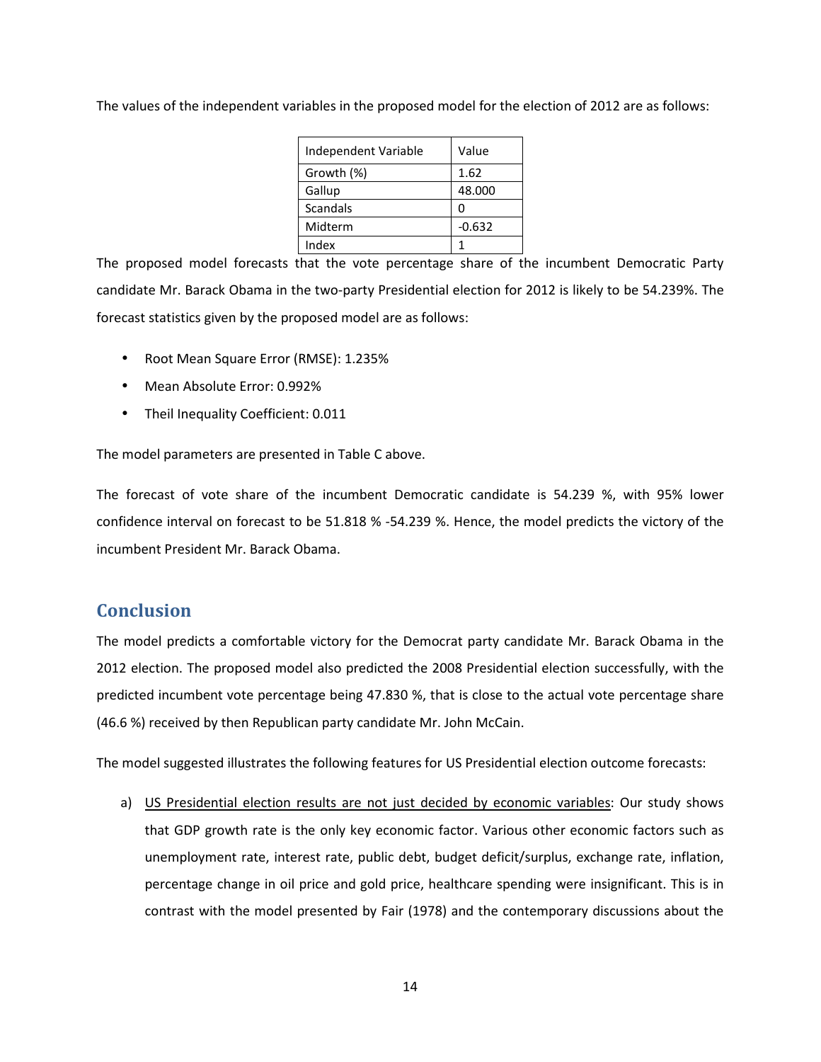The values of the independent variables in the proposed model for the election of 2012 are as follows:

| Independent Variable | Value |
|---|---|
| Growth (%) | 1.62 |
| Gallup | 48.000 |
| Scandals | 0 |
| Midterm | -0.632 |
| Index | 1 |

The proposed model forecasts that the vote percentage share of the incumbent Democratic Party candidate Mr. Barack Obama in the two-party Presidential election for 2012 is likely to be 54.239%. The forecast statistics given by the proposed model are as follows:

- Root Mean Square Error (RMSE): 1.235%
- Mean Absolute Error: 0.992%
- Theil Inequality Coefficient: 0.011

The model parameters are presented in Table C above.

The forecast of vote share of the incumbent Democratic candidate is 54.239 %, with 95% lower confidence interval on forecast to be 51.818 % -54.239 %. Hence, the model predicts the victory of the incumbent President Mr. Barack Obama.

## Conclusion

The model predicts a comfortable victory for the Democrat party candidate Mr. Barack Obama in the 2012 election. The proposed model also predicted the 2008 Presidential election successfully, with the predicted incumbent vote percentage being 47.830 %, that is close to the actual vote percentage share (46.6 %) received by then Republican party candidate Mr. John McCain.

The model suggested illustrates the following features for US Presidential election outcome forecasts:

a) US Presidential election results are not just decided by economic variables: Our study shows that GDP growth rate is the only key economic factor. Various other economic factors such as unemployment rate, interest rate, public debt, budget deficit/surplus, exchange rate, inflation, percentage change in oil price and gold price, healthcare spending were insignificant. This is in contrast with the model presented by Fair (1978) and the contemporary discussions about the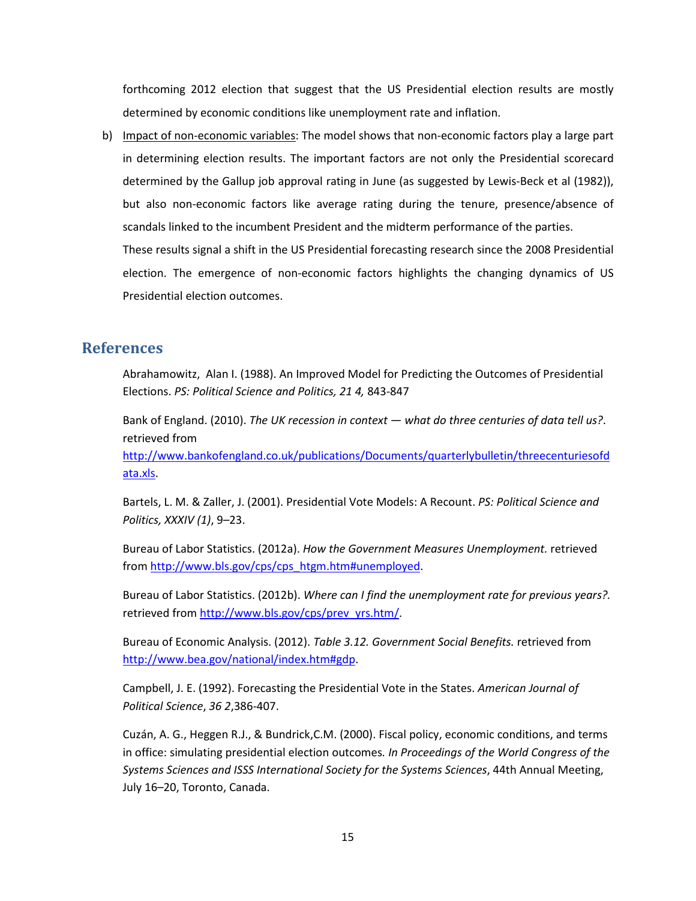forthcoming 2012 election that suggest that the US Presidential election results are mostly determined by economic conditions like unemployment rate and inflation.

b) Impact of non-economic variables: The model shows that non-economic factors play a large part in determining election results. The important factors are not only the Presidential scorecard determined by the Gallup job approval rating in June (as suggested by Lewis-Beck et al (1982)), but also non-economic factors like average rating during the tenure, presence/absence of scandals linked to the incumbent President and the midterm performance of the parties.

   These results signal a shift in the US Presidential forecasting research since the 2008 Presidential election. The emergence of non-economic factors highlights the changing dynamics of US Presidential election outcomes.

## References

Abrahamowitz, Alan I. (1988). An Improved Model for Predicting the Outcomes of Presidential Elections. *PS: Political Science and Politics, 21 4,* 843-847

Bank of England. (2010). *The UK recession in context — what do three centuries of data tell us?*. retrieved from http://www.bankofengland.co.uk/publications/Documents/quarterlybulletin/threecenturiesofdata.xls.

Bartels, L. M. & Zaller, J. (2001). Presidential Vote Models: A Recount. *PS: Political Science and Politics, XXXIV (1)*, 9–23.

Bureau of Labor Statistics. (2012a). *How the Government Measures Unemployment.* retrieved from http://www.bls.gov/cps/cps_htgm.htm#unemployed.

Bureau of Labor Statistics. (2012b). *Where can I find the unemployment rate for previous years?.* retrieved from http://www.bls.gov/cps/prev_yrs.htm/.

Bureau of Economic Analysis. (2012). *Table 3.12. Government Social Benefits.* retrieved from http://www.bea.gov/national/index.htm#gdp.

Campbell, J. E. (1992). Forecasting the Presidential Vote in the States. *American Journal of Political Science*, *36 2*,386-407.

Cuzán, A. G., Heggen R.J., & Bundrick,C.M. (2000). Fiscal policy, economic conditions, and terms in office: simulating presidential election outcomes*. In Proceedings of the World Congress of the Systems Sciences and ISSS International Society for the Systems Sciences*, 44th Annual Meeting, July 16–20, Toronto, Canada.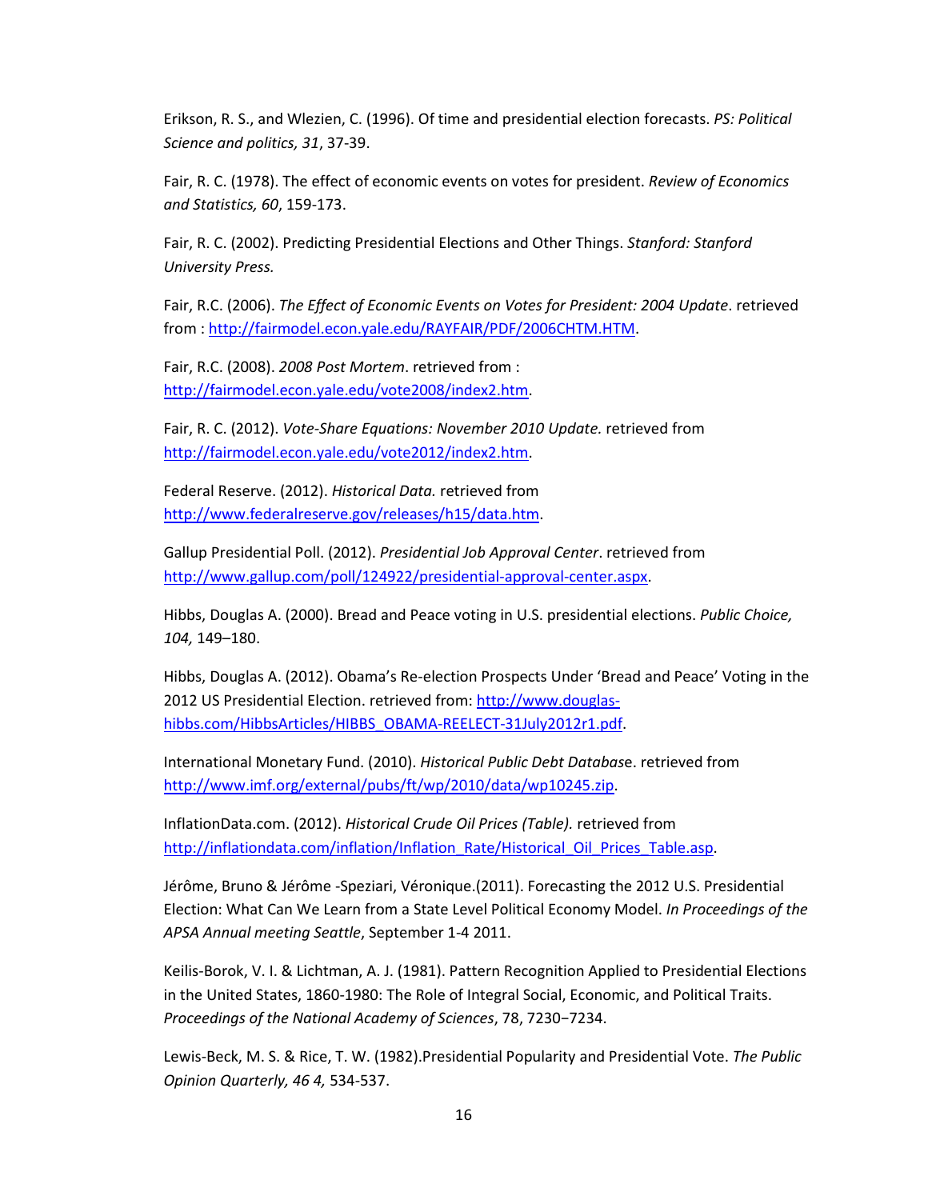Erikson, R. S., and Wlezien, C. (1996). Of time and presidential election forecasts. *PS: Political Science and politics, 31*, 37-39.

Fair, R. C. (1978). The effect of economic events on votes for president. *Review of Economics and Statistics, 60*, 159-173.

Fair, R. C. (2002). Predicting Presidential Elections and Other Things. *Stanford: Stanford University Press.*

Fair, R.C. (2006). *The Effect of Economic Events on Votes for President: 2004 Update*. retrieved from : http://fairmodel.econ.yale.edu/RAYFAIR/PDF/2006CHTM.HTM.

Fair, R.C. (2008). *2008 Post Mortem*. retrieved from : http://fairmodel.econ.yale.edu/vote2008/index2.htm.

Fair, R. C. (2012). *Vote-Share Equations: November 2010 Update.* retrieved from http://fairmodel.econ.yale.edu/vote2012/index2.htm.

Federal Reserve. (2012). *Historical Data.* retrieved from http://www.federalreserve.gov/releases/h15/data.htm.

Gallup Presidential Poll. (2012). *Presidential Job Approval Center*. retrieved from http://www.gallup.com/poll/124922/presidential-approval-center.aspx.

Hibbs, Douglas A. (2000). Bread and Peace voting in U.S. presidential elections. *Public Choice, 104,* 149–180.

Hibbs, Douglas A. (2012). Obama's Re-election Prospects Under 'Bread and Peace' Voting in the 2012 US Presidential Election. retrieved from: http://www.douglas-hibbs.com/HibbsArticles/HIBBS_OBAMA-REELECT-31July2012r1.pdf.

International Monetary Fund. (2010). *Historical Public Debt Database*. retrieved from http://www.imf.org/external/pubs/ft/wp/2010/data/wp10245.zip.

InflationData.com. (2012). *Historical Crude Oil Prices (Table).* retrieved from http://inflationdata.com/inflation/Inflation_Rate/Historical_Oil_Prices_Table.asp.

Jérôme, Bruno & Jérôme -Speziari, Véronique.(2011). Forecasting the 2012 U.S. Presidential Election: What Can We Learn from a State Level Political Economy Model. *In Proceedings of the APSA Annual meeting Seattle*, September 1-4 2011.

Keilis-Borok, V. I. & Lichtman, A. J. (1981). Pattern Recognition Applied to Presidential Elections in the United States, 1860-1980: The Role of Integral Social, Economic, and Political Traits. *Proceedings of the National Academy of Sciences*, 78, 7230−7234.

Lewis-Beck, M. S. & Rice, T. W. (1982).Presidential Popularity and Presidential Vote. *The Public Opinion Quarterly, 46 4,* 534-537.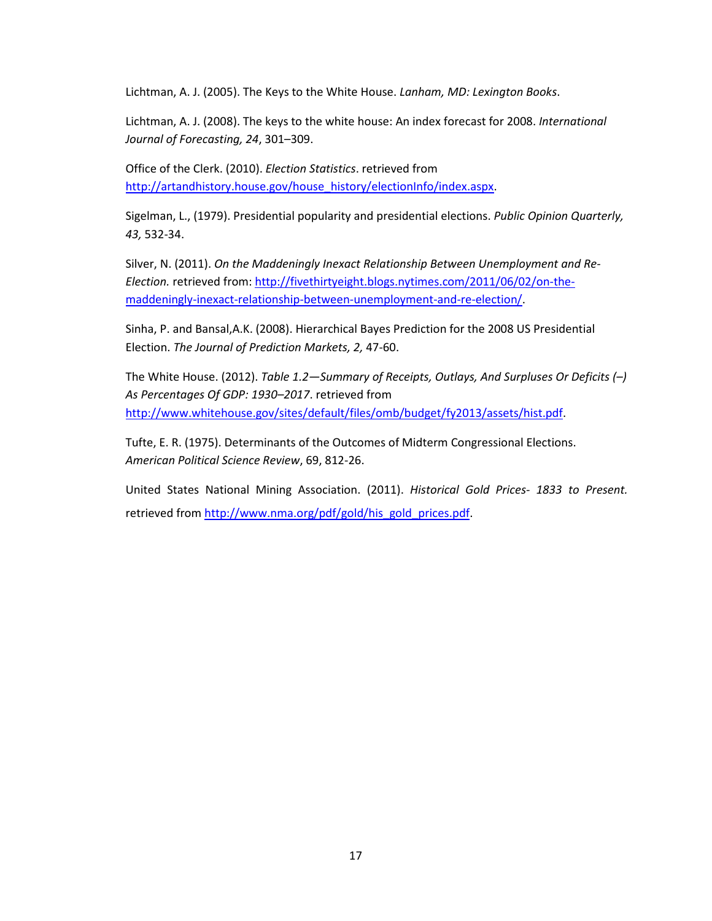Lichtman, A. J. (2005). The Keys to the White House. *Lanham, MD: Lexington Books*.

Lichtman, A. J. (2008). The keys to the white house: An index forecast for 2008. *International Journal of Forecasting, 24*, 301–309.

Office of the Clerk. (2010). *Election Statistics*. retrieved from http://artandhistory.house.gov/house_history/electionInfo/index.aspx.

Sigelman, L., (1979). Presidential popularity and presidential elections. *Public Opinion Quarterly, 43,* 532-34.

Silver, N. (2011). *On the Maddeningly Inexact Relationship Between Unemployment and Re-Election.* retrieved from: http://fivethirtyeight.blogs.nytimes.com/2011/06/02/on-the-maddeningly-inexact-relationship-between-unemployment-and-re-election/.

Sinha, P. and Bansal,A.K. (2008). Hierarchical Bayes Prediction for the 2008 US Presidential Election. *The Journal of Prediction Markets, 2,* 47-60.

The White House. (2012). *Table 1.2—Summary of Receipts, Outlays, And Surpluses Or Deficits (–) As Percentages Of GDP: 1930–2017*. retrieved from http://www.whitehouse.gov/sites/default/files/omb/budget/fy2013/assets/hist.pdf.

Tufte, E. R. (1975). Determinants of the Outcomes of Midterm Congressional Elections. *American Political Science Review*, 69, 812-26.

United States National Mining Association. (2011). *Historical Gold Prices- 1833 to Present.* retrieved from http://www.nma.org/pdf/gold/his_gold_prices.pdf.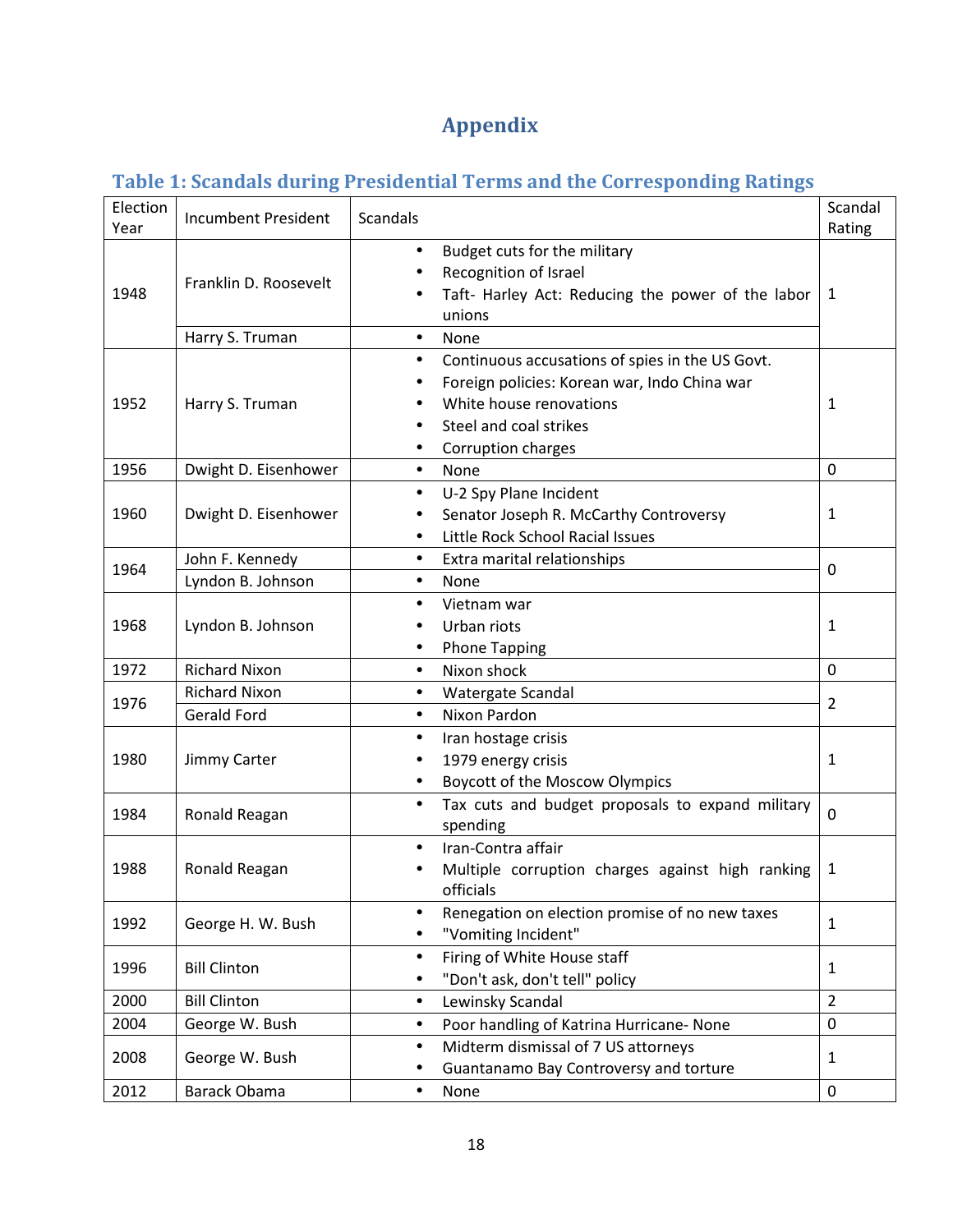# Appendix

## Table 1: Scandals during Presidential Terms and the Corresponding Ratings

| Election Year | Incumbent President | Scandals | Scandal Rating |
|---|---|---|---|
| 1948 | Franklin D. Roosevelt | • Budget cuts for the military<br>• Recognition of Israel<br>• Taft- Harley Act: Reducing the power of the labor unions | 1 |
| | Harry S. Truman | • None | |
| 1952 | Harry S. Truman | • Continuous accusations of spies in the US Govt.<br>• Foreign policies: Korean war, Indo China war<br>• White house renovations<br>• Steel and coal strikes<br>• Corruption charges | 1 |
| 1956 | Dwight D. Eisenhower | • None | 0 |
| 1960 | Dwight D. Eisenhower | • U-2 Spy Plane Incident<br>• Senator Joseph R. McCarthy Controversy<br>• Little Rock School Racial Issues | 1 |
| 1964 | John F. Kennedy | • Extra marital relationships | 0 |
| | Lyndon B. Johnson | • None | |
| 1968 | Lyndon B. Johnson | • Vietnam war<br>• Urban riots<br>• Phone Tapping | 1 |
| 1972 | Richard Nixon | • Nixon shock | 0 |
| 1976 | Richard Nixon | • Watergate Scandal | 2 |
| | Gerald Ford | • Nixon Pardon | |
| 1980 | Jimmy Carter | • Iran hostage crisis<br>• 1979 energy crisis<br>• Boycott of the Moscow Olympics | 1 |
| 1984 | Ronald Reagan | • Tax cuts and budget proposals to expand military spending | 0 |
| 1988 | Ronald Reagan | • Iran-Contra affair<br>• Multiple corruption charges against high ranking officials | 1 |
| 1992 | George H. W. Bush | • Renegation on election promise of no new taxes<br>• "Vomiting Incident" | 1 |
| 1996 | Bill Clinton | • Firing of White House staff<br>• "Don't ask, don't tell" policy | 1 |
| 2000 | Bill Clinton | • Lewinsky Scandal | 2 |
| 2004 | George W. Bush | • Poor handling of Katrina Hurricane- None | 0 |
| 2008 | George W. Bush | • Midterm dismissal of 7 US attorneys<br>• Guantanamo Bay Controversy and torture | 1 |
| 2012 | Barack Obama | • None | 0 |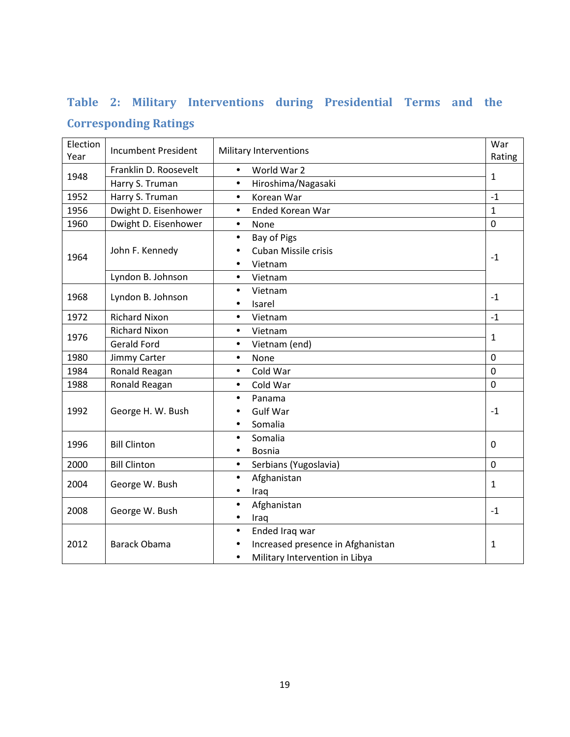### Table 2: Military Interventions during Presidential Terms and the Corresponding Ratings

| Election Year | Incumbent President | Military Interventions | War Rating |
|---|---|---|---|
| 1948 | Franklin D. Roosevelt | • World War 2 | 1 |
| | Harry S. Truman | • Hiroshima/Nagasaki | |
| 1952 | Harry S. Truman | • Korean War | -1 |
| 1956 | Dwight D. Eisenhower | • Ended Korean War | 1 |
| 1960 | Dwight D. Eisenhower | • None | 0 |
| 1964 | John F. Kennedy | • Bay of Pigs<br>• Cuban Missile crisis<br>• Vietnam | -1 |
| | Lyndon B. Johnson | • Vietnam | |
| 1968 | Lyndon B. Johnson | • Vietnam<br>• Isarel | -1 |
| 1972 | Richard Nixon | • Vietnam | -1 |
| 1976 | Richard Nixon | • Vietnam | 1 |
| | Gerald Ford | • Vietnam (end) | |
| 1980 | Jimmy Carter | • None | 0 |
| 1984 | Ronald Reagan | • Cold War | 0 |
| 1988 | Ronald Reagan | • Cold War | 0 |
| 1992 | George H. W. Bush | • Panama<br>• Gulf War<br>• Somalia | -1 |
| 1996 | Bill Clinton | • Somalia<br>• Bosnia | 0 |
| 2000 | Bill Clinton | • Serbians (Yugoslavia) | 0 |
| 2004 | George W. Bush | • Afghanistan<br>• Iraq | 1 |
| 2008 | George W. Bush | • Afghanistan<br>• Iraq | -1 |
| 2012 | Barack Obama | • Ended Iraq war<br>• Increased presence in Afghanistan<br>• Military Intervention in Libya | 1 |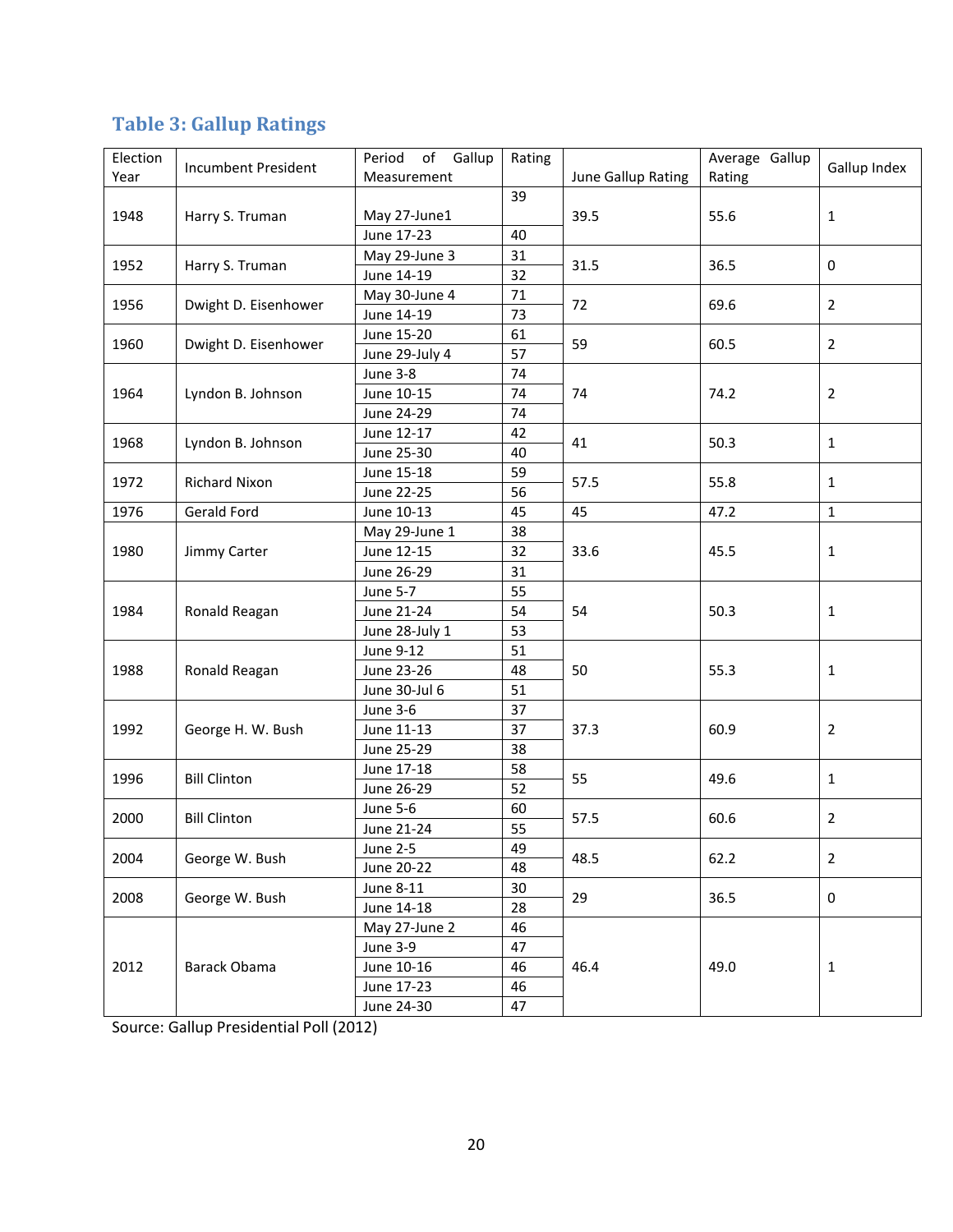## Table 3: Gallup Ratings

| Election Year | Incumbent President | Period of Gallup Measurement | Rating | June Gallup Rating | Average Gallup Rating | Gallup Index |
|---|---|---|---|---|---|---|
| 1948 | Harry S. Truman | May 27-June1 | 39 | 39.5 | 55.6 | 1 |
| | | June 17-23 | 40 | | | |
| 1952 | Harry S. Truman | May 29-June 3 | 31 | 31.5 | 36.5 | 0 |
| | | June 14-19 | 32 | | | |
| 1956 | Dwight D. Eisenhower | May 30-June 4 | 71 | 72 | 69.6 | 2 |
| | | June 14-19 | 73 | | | |
| 1960 | Dwight D. Eisenhower | June 15-20 | 61 | 59 | 60.5 | 2 |
| | | June 29-July 4 | 57 | | | |
| 1964 | Lyndon B. Johnson | June 3-8 | 74 | 74 | 74.2 | 2 |
| | | June 10-15 | 74 | | | |
| | | June 24-29 | 74 | | | |
| 1968 | Lyndon B. Johnson | June 12-17 | 42 | 41 | 50.3 | 1 |
| | | June 25-30 | 40 | | | |
| 1972 | Richard Nixon | June 15-18 | 59 | 57.5 | 55.8 | 1 |
| | | June 22-25 | 56 | | | |
| 1976 | Gerald Ford | June 10-13 | 45 | 45 | 47.2 | 1 |
| 1980 | Jimmy Carter | May 29-June 1 | 38 | 33.6 | 45.5 | 1 |
| | | June 12-15 | 32 | | | |
| | | June 26-29 | 31 | | | |
| 1984 | Ronald Reagan | June 5-7 | 55 | 54 | 50.3 | 1 |
| | | June 21-24 | 54 | | | |
| | | June 28-July 1 | 53 | | | |
| 1988 | Ronald Reagan | June 9-12 | 51 | 50 | 55.3 | 1 |
| | | June 23-26 | 48 | | | |
| | | June 30-Jul 6 | 51 | | | |
| 1992 | George H. W. Bush | June 3-6 | 37 | 37.3 | 60.9 | 2 |
| | | June 11-13 | 37 | | | |
| | | June 25-29 | 38 | | | |
| 1996 | Bill Clinton | June 17-18 | 58 | 55 | 49.6 | 1 |
| | | June 26-29 | 52 | | | |
| 2000 | Bill Clinton | June 5-6 | 60 | 57.5 | 60.6 | 2 |
| | | June 21-24 | 55 | | | |
| 2004 | George W. Bush | June 2-5 | 49 | 48.5 | 62.2 | 2 |
| | | June 20-22 | 48 | | | |
| 2008 | George W. Bush | June 8-11 | 30 | 29 | 36.5 | 0 |
| | | June 14-18 | 28 | | | |
| 2012 | Barack Obama | May 27-June 2 | 46 | 46.4 | 49.0 | 1 |
| | | June 3-9 | 47 | | | |
| | | June 10-16 | 46 | | | |
| | | June 17-23 | 46 | | | |
| | | June 24-30 | 47 | | | |

Source: Gallup Presidential Poll (2012)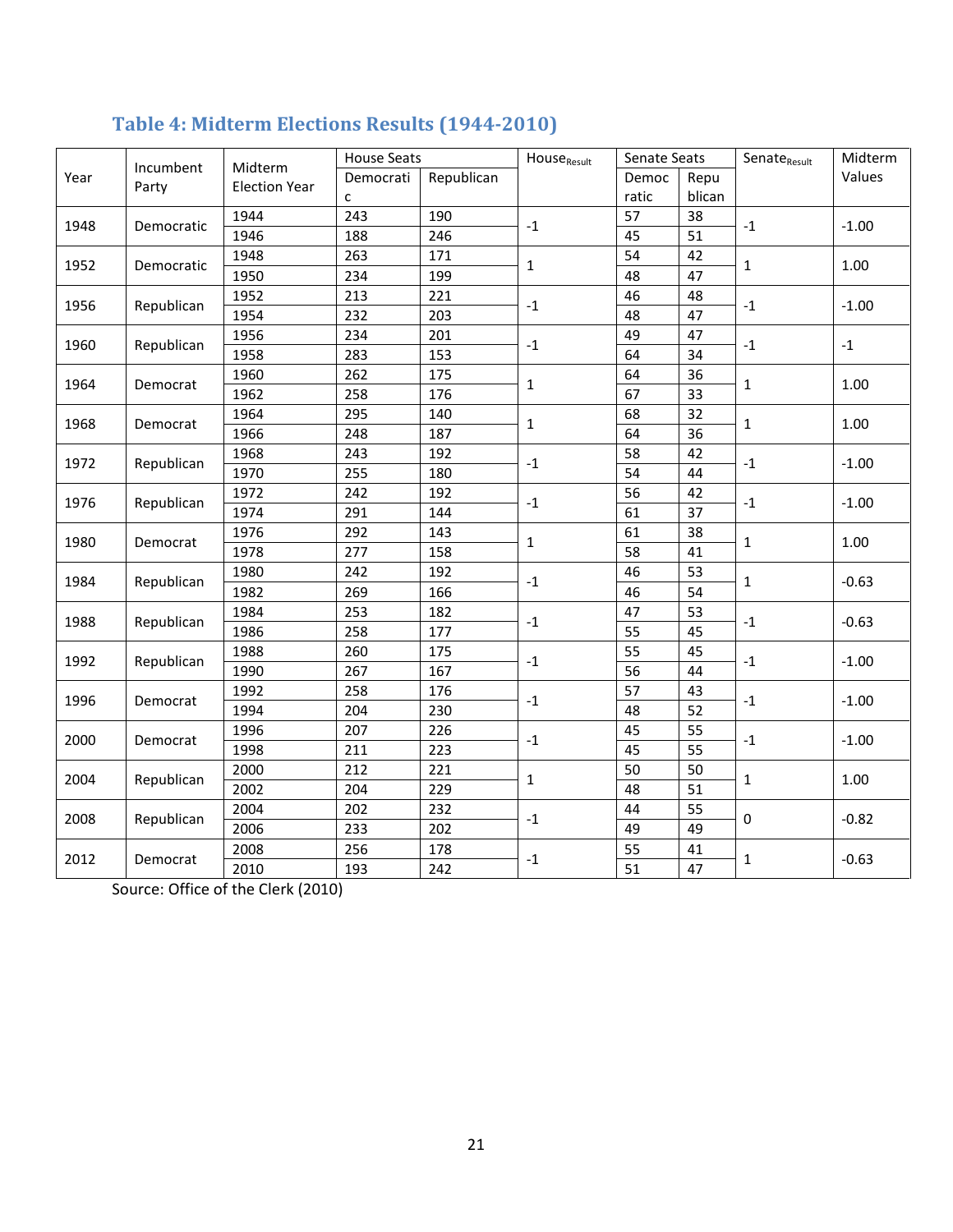## Table 4: Midterm Elections Results (1944-2010)

| Year | Incumbent Party | Midterm Election Year | House Seats | | $House_{Result}$ | Senate Seats | | $Senate_{Result}$ | Midterm Values |
|---|---|---|---|---|---|---|---|---|---|
| | | | Democratic | Republican | | Democratic | Republican | | |
| 1948 | Democratic | 1944 | 243 | 190 | -1 | 57 | 38 | -1 | -1.00 |
| | | 1946 | 188 | 246 | | 45 | 51 | | |
| 1952 | Democratic | 1948 | 263 | 171 | 1 | 54 | 42 | 1 | 1.00 |
| | | 1950 | 234 | 199 | | 48 | 47 | | |
| 1956 | Republican | 1952 | 213 | 221 | -1 | 46 | 48 | -1 | -1.00 |
| | | 1954 | 232 | 203 | | 48 | 47 | | |
| 1960 | Republican | 1956 | 234 | 201 | -1 | 49 | 47 | -1 | -1 |
| | | 1958 | 283 | 153 | | 64 | 34 | | |
| 1964 | Democrat | 1960 | 262 | 175 | 1 | 64 | 36 | 1 | 1.00 |
| | | 1962 | 258 | 176 | | 67 | 33 | | |
| 1968 | Democrat | 1964 | 295 | 140 | 1 | 68 | 32 | 1 | 1.00 |
| | | 1966 | 248 | 187 | | 64 | 36 | | |
| 1972 | Republican | 1968 | 243 | 192 | -1 | 58 | 42 | -1 | -1.00 |
| | | 1970 | 255 | 180 | | 54 | 44 | | |
| 1976 | Republican | 1972 | 242 | 192 | -1 | 56 | 42 | -1 | -1.00 |
| | | 1974 | 291 | 144 | | 61 | 37 | | |
| 1980 | Democrat | 1976 | 292 | 143 | 1 | 61 | 38 | 1 | 1.00 |
| | | 1978 | 277 | 158 | | 58 | 41 | | |
| 1984 | Republican | 1980 | 242 | 192 | -1 | 46 | 53 | 1 | -0.63 |
| | | 1982 | 269 | 166 | | 46 | 54 | | |
| 1988 | Republican | 1984 | 253 | 182 | -1 | 47 | 53 | -1 | -0.63 |
| | | 1986 | 258 | 177 | | 55 | 45 | | |
| 1992 | Republican | 1988 | 260 | 175 | -1 | 55 | 45 | -1 | -1.00 |
| | | 1990 | 267 | 167 | | 56 | 44 | | |
| 1996 | Democrat | 1992 | 258 | 176 | -1 | 57 | 43 | -1 | -1.00 |
| | | 1994 | 204 | 230 | | 48 | 52 | | |
| 2000 | Democrat | 1996 | 207 | 226 | -1 | 45 | 55 | -1 | -1.00 |
| | | 1998 | 211 | 223 | | 45 | 55 | | |
| 2004 | Republican | 2000 | 212 | 221 | 1 | 50 | 50 | 1 | 1.00 |
| | | 2002 | 204 | 229 | | 48 | 51 | | |
| 2008 | Republican | 2004 | 202 | 232 | -1 | 44 | 55 | 0 | -0.82 |
| | | 2006 | 233 | 202 | | 49 | 49 | | |
| 2012 | Democrat | 2008 | 256 | 178 | -1 | 55 | 41 | 1 | -0.63 |
| | | 2010 | 193 | 242 | | 51 | 47 | | |

Source: Office of the Clerk (2010)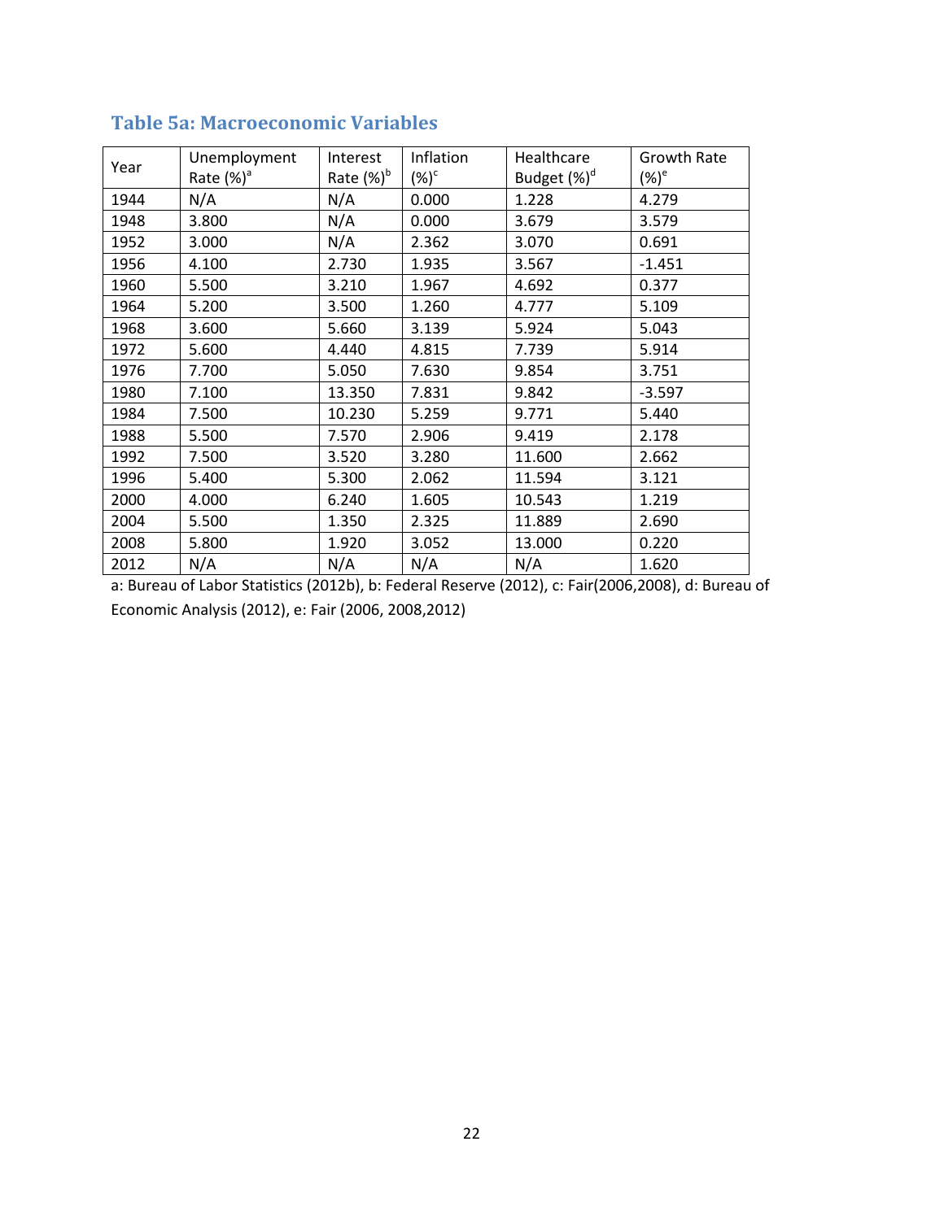### Table 5a: Macroeconomic Variables

| Year | Unemployment Rate (%)[a] | Interest Rate (%)[b] | Inflation (%)[c] | Healthcare Budget (%)[d] | Growth Rate (%)[e] |
|---|---|---|---|---|---|
| 1944 | N/A | N/A | 0.000 | 1.228 | 4.279 |
| 1948 | 3.800 | N/A | 0.000 | 3.679 | 3.579 |
| 1952 | 3.000 | N/A | 2.362 | 3.070 | 0.691 |
| 1956 | 4.100 | 2.730 | 1.935 | 3.567 | -1.451 |
| 1960 | 5.500 | 3.210 | 1.967 | 4.692 | 0.377 |
| 1964 | 5.200 | 3.500 | 1.260 | 4.777 | 5.109 |
| 1968 | 3.600 | 5.660 | 3.139 | 5.924 | 5.043 |
| 1972 | 5.600 | 4.440 | 4.815 | 7.739 | 5.914 |
| 1976 | 7.700 | 5.050 | 7.630 | 9.854 | 3.751 |
| 1980 | 7.100 | 13.350 | 7.831 | 9.842 | -3.597 |
| 1984 | 7.500 | 10.230 | 5.259 | 9.771 | 5.440 |
| 1988 | 5.500 | 7.570 | 2.906 | 9.419 | 2.178 |
| 1992 | 7.500 | 3.520 | 3.280 | 11.600 | 2.662 |
| 1996 | 5.400 | 5.300 | 2.062 | 11.594 | 3.121 |
| 2000 | 4.000 | 6.240 | 1.605 | 10.543 | 1.219 |
| 2004 | 5.500 | 1.350 | 2.325 | 11.889 | 2.690 |
| 2008 | 5.800 | 1.920 | 3.052 | 13.000 | 0.220 |
| 2012 | N/A | N/A | N/A | N/A | 1.620 |

a: Bureau of Labor Statistics (2012b), b: Federal Reserve (2012), c: Fair(2006,2008), d: Bureau of Economic Analysis (2012), e: Fair (2006, 2008,2012)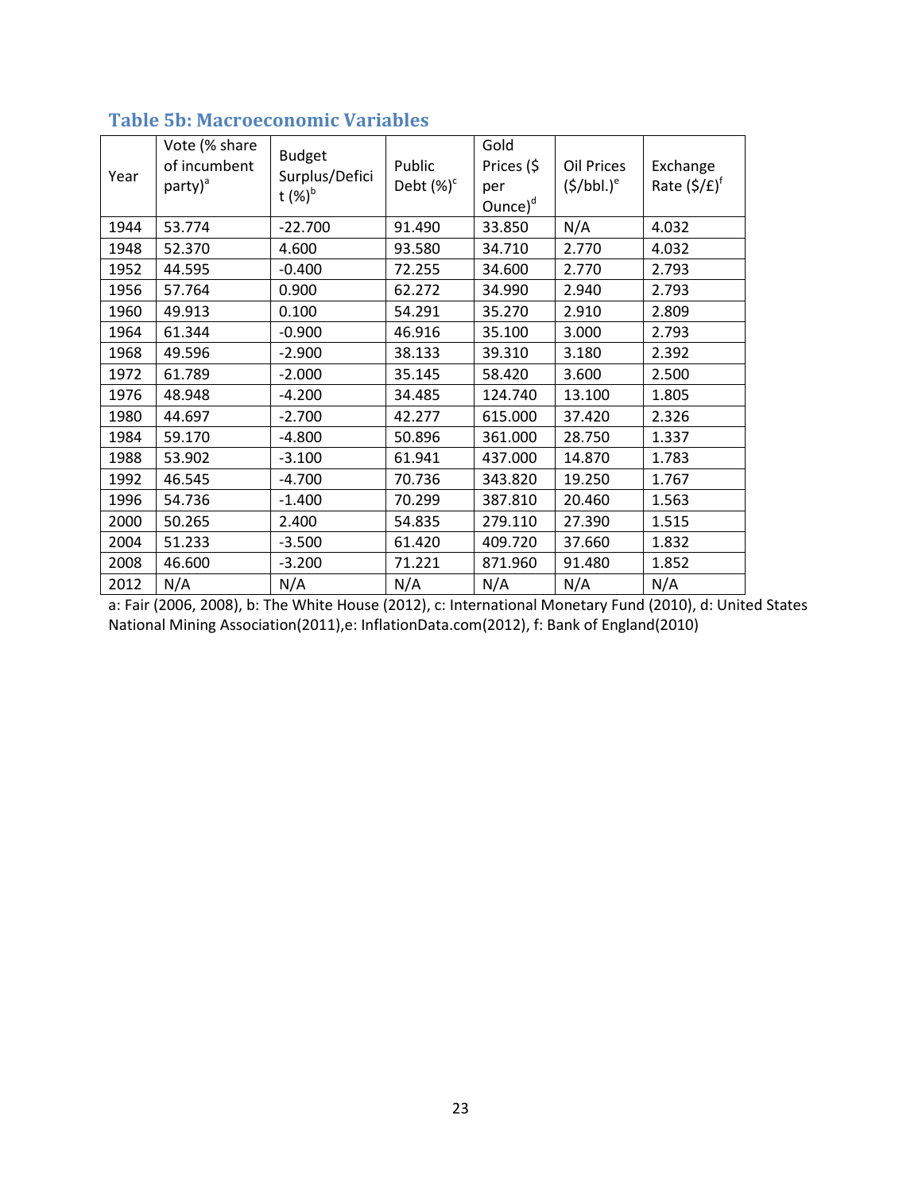### Table 5b: Macroeconomic Variables

| Year | Vote (% share of incumbent party)[a] | Budget Surplus/Deficit (%)[b] | Public Debt (%)[c] | Gold Prices ($ per Ounce)[d] | Oil Prices ($/bbl.)[e] | Exchange Rate ($/£)[f] |
|---|---|---|---|---|---|---|
| 1944 | 53.774 | -22.700 | 91.490 | 33.850 | N/A | 4.032 |
| 1948 | 52.370 | 4.600 | 93.580 | 34.710 | 2.770 | 4.032 |
| 1952 | 44.595 | -0.400 | 72.255 | 34.600 | 2.770 | 2.793 |
| 1956 | 57.764 | 0.900 | 62.272 | 34.990 | 2.940 | 2.793 |
| 1960 | 49.913 | 0.100 | 54.291 | 35.270 | 2.910 | 2.809 |
| 1964 | 61.344 | -0.900 | 46.916 | 35.100 | 3.000 | 2.793 |
| 1968 | 49.596 | -2.900 | 38.133 | 39.310 | 3.180 | 2.392 |
| 1972 | 61.789 | -2.000 | 35.145 | 58.420 | 3.600 | 2.500 |
| 1976 | 48.948 | -4.200 | 34.485 | 124.740 | 13.100 | 1.805 |
| 1980 | 44.697 | -2.700 | 42.277 | 615.000 | 37.420 | 2.326 |
| 1984 | 59.170 | -4.800 | 50.896 | 361.000 | 28.750 | 1.337 |
| 1988 | 53.902 | -3.100 | 61.941 | 437.000 | 14.870 | 1.783 |
| 1992 | 46.545 | -4.700 | 70.736 | 343.820 | 19.250 | 1.767 |
| 1996 | 54.736 | -1.400 | 70.299 | 387.810 | 20.460 | 1.563 |
| 2000 | 50.265 | 2.400 | 54.835 | 279.110 | 27.390 | 1.515 |
| 2004 | 51.233 | -3.500 | 61.420 | 409.720 | 37.660 | 1.832 |
| 2008 | 46.600 | -3.200 | 71.221 | 871.960 | 91.480 | 1.852 |
| 2012 | N/A | N/A | N/A | N/A | N/A | N/A |

a: Fair (2006, 2008), b: The White House (2012), c: International Monetary Fund (2010), d: United States National Mining Association(2011),e: InflationData.com(2012), f: Bank of England(2010)